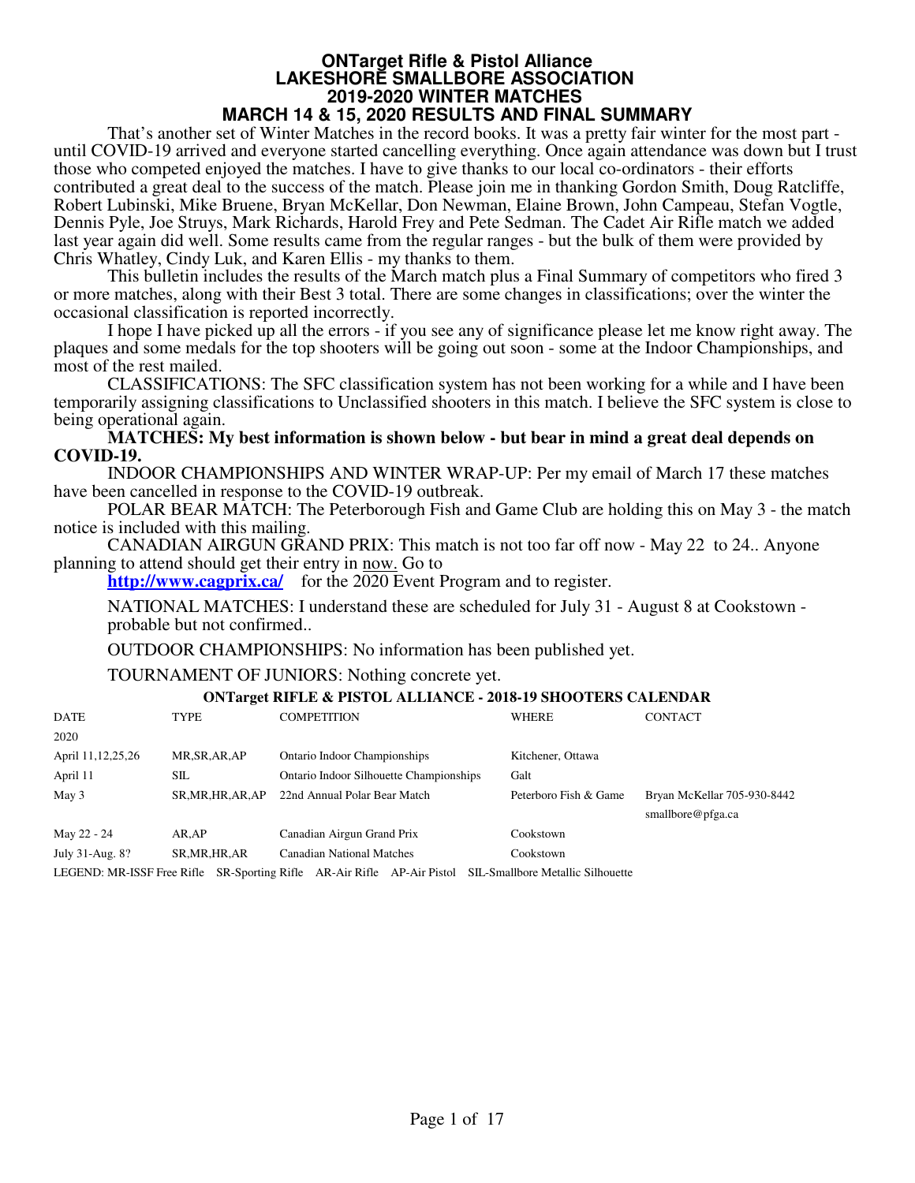# ONTarget Rifle & Pistol Alliance
# LAKESHORE SMALLBORE ASSOCIATION
# 2019-2020 WINTER MATCHES
# MARCH 14 & 15, 2020 RESULTS AND FINAL SUMMARY

That's another set of Winter Matches in the record books. It was a pretty fair winter for the most part - until COVID-19 arrived and everyone started cancelling everything. Once again attendance was down but I trust those who competed enjoyed the matches. I have to give thanks to our local co-ordinators - their efforts contributed a great deal to the success of the match. Please join me in thanking Gordon Smith, Doug Ratcliffe, Robert Lubinski, Mike Bruene, Bryan McKellar, Don Newman, Elaine Brown, John Campeau, Stefan Vogtle, Dennis Pyle, Joe Struys, Mark Richards, Harold Frey and Pete Sedman. The Cadet Air Rifle match we added last year again did well. Some results came from the regular ranges - but the bulk of them were provided by Chris Whatley, Cindy Luk, and Karen Ellis - my thanks to them.

This bulletin includes the results of the March match plus a Final Summary of competitors who fired 3 or more matches, along with their Best 3 total. There are some changes in classifications; over the winter the occasional classification is reported incorrectly.

I hope I have picked up all the errors - if you see any of significance please let me know right away. The plaques and some medals for the top shooters will be going out soon - some at the Indoor Championships, and most of the rest mailed.

CLASSIFICATIONS: The SFC classification system has not been working for a while and I have been temporarily assigning classifications to Unclassified shooters in this match. I believe the SFC system is close to being operational again.

**MATCHES: My best information is shown below - but bear in mind a great deal depends on COVID-19.**

INDOOR CHAMPIONSHIPS AND WINTER WRAP-UP: Per my email of March 17 these matches have been cancelled in response to the COVID-19 outbreak.

POLAR BEAR MATCH: The Peterborough Fish and Game Club are holding this on May 3 - the match notice is included with this mailing.

CANADIAN AIRGUN GRAND PRIX: This match is not too far off now - May 22 to 24.. Anyone planning to attend should get their entry in now. Go to **http://www.cagprix.ca/** for the 2020 Event Program and to register.

NATIONAL MATCHES: I understand these are scheduled for July 31 - August 8 at Cookstown - probable but not confirmed..

OUTDOOR CHAMPIONSHIPS: No information has been published yet.

TOURNAMENT OF JUNIORS: Nothing concrete yet.

**ONTarget RIFLE & PISTOL ALLIANCE - 2018-19 SHOOTERS CALENDAR**

| DATE | TYPE | COMPETITION | WHERE | CONTACT |
|---|---|---|---|---|
| 2020 | | | | |
| April 11,12,25,26 | MR,SR,AR,AP | Ontario Indoor Championships | Kitchener, Ottawa | |
| April 11 | SIL | Ontario Indoor Silhouette Championships | Galt | |
| May 3 | SR,MR,HR,AR,AP | 22nd Annual Polar Bear Match | Peterboro Fish & Game | Bryan McKellar 705-930-8442 smallbore@pfga.ca |
| May 22 - 24 | AR,AP | Canadian Airgun Grand Prix | Cookstown | |
| July 31-Aug. 8? | SR,MR,HR,AR | Canadian National Matches | Cookstown | |

LEGEND: MR-ISSF Free Rifle SR-Sporting Rifle AR-Air Rifle AP-Air Pistol SIL-Smallbore Metallic Silhouette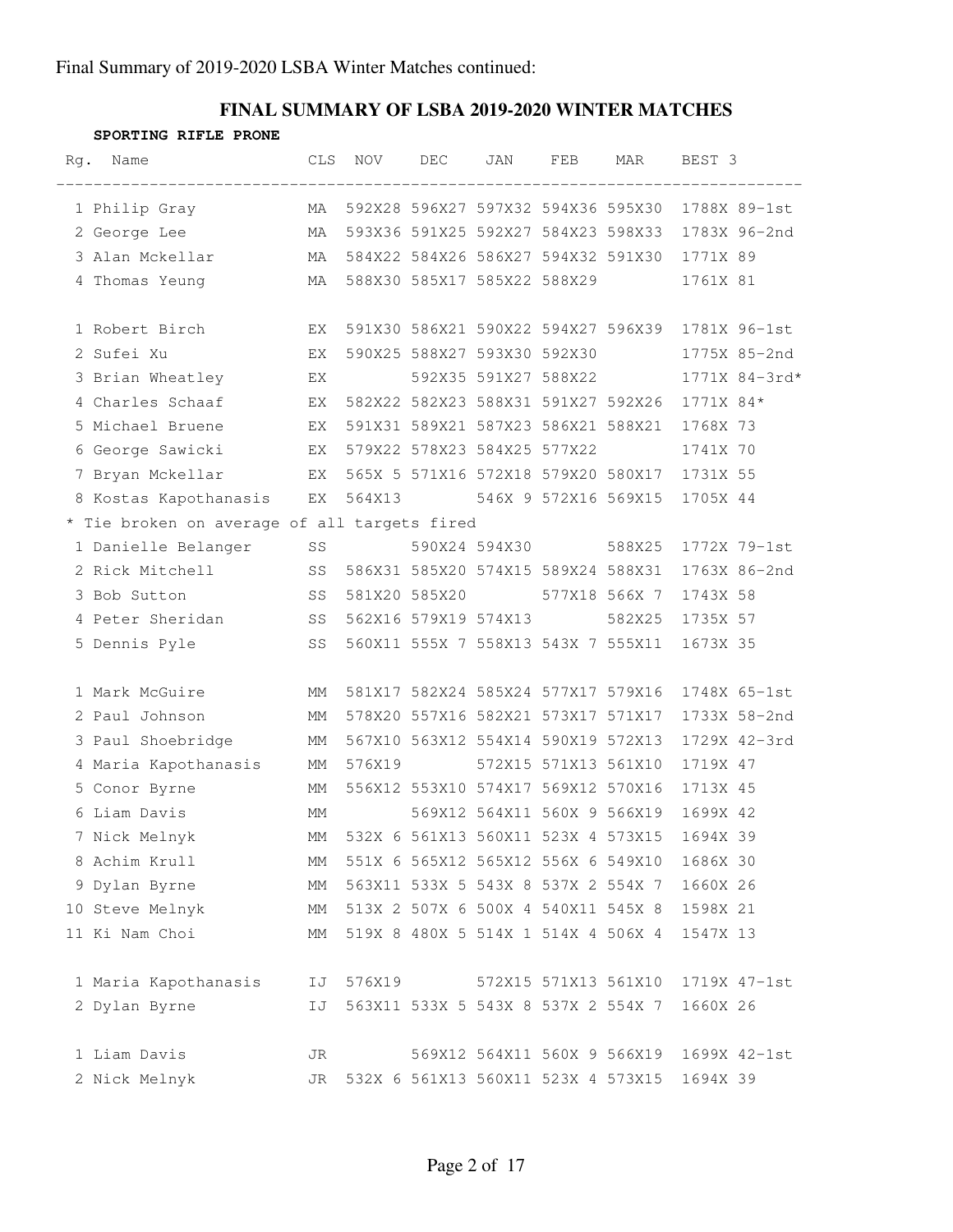Final Summary of 2019-2020 LSBA Winter Matches continued:

## FINAL SUMMARY OF LSBA 2019-2020 WINTER MATCHES

**SPORTING RIFLE PRONE**

| Rg. | Name | CLS | NOV | DEC | JAN | FEB | MAR | BEST 3 |
|---|---|---|---|---|---|---|---|---|
| 1 | Philip Gray | MA | 592X28 | 596X27 | 597X32 | 594X36 | 595X30 | 1788X 89-1st |
| 2 | George Lee | MA | 593X36 | 591X25 | 592X27 | 584X23 | 598X33 | 1783X 96-2nd |
| 3 | Alan Mckellar | MA | 584X22 | 584X26 | 586X27 | 594X32 | 591X30 | 1771X 89 |
| 4 | Thomas Yeung | MA | 588X30 | 585X17 | 585X22 | 588X29 | | 1761X 81 |
| | | | | | | | | |
| 1 | Robert Birch | EX | 591X30 | 586X21 | 590X22 | 594X27 | 596X39 | 1781X 96-1st |
| 2 | Sufei Xu | EX | 590X25 | 588X27 | 593X30 | 592X30 | | 1775X 85-2nd |
| 3 | Brian Wheatley | EX | | 592X35 | 591X27 | 588X22 | | 1771X 84-3rd* |
| 4 | Charles Schaaf | EX | 582X22 | 582X23 | 588X31 | 591X27 | 592X26 | 1771X 84* |
| 5 | Michael Bruene | EX | 591X31 | 589X21 | 587X23 | 586X21 | 588X21 | 1768X 73 |
| 6 | George Sawicki | EX | 579X22 | 578X23 | 584X25 | 577X22 | | 1741X 70 |
| 7 | Bryan Mckellar | EX | 565X 5 | 571X16 | 572X18 | 579X20 | 580X17 | 1731X 55 |
| 8 | Kostas Kapothanasis | EX | 564X13 | | 546X 9 | 572X16 | 569X15 | 1705X 44 |

\* Tie broken on average of all targets fired

| Rg. | Name | CLS | NOV | DEC | JAN | FEB | MAR | BEST 3 |
|---|---|---|---|---|---|---|---|---|
| 1 | Danielle Belanger | SS | | 590X24 | 594X30 | | 588X25 | 1772X 79-1st |
| 2 | Rick Mitchell | SS | 586X31 | 585X20 | 574X15 | 589X24 | 588X31 | 1763X 86-2nd |
| 3 | Bob Sutton | SS | 581X20 | 585X20 | | 577X18 | 566X 7 | 1743X 58 |
| 4 | Peter Sheridan | SS | 562X16 | 579X19 | 574X13 | | 582X25 | 1735X 57 |
| 5 | Dennis Pyle | SS | 560X11 | 555X 7 | 558X13 | 543X 7 | 555X11 | 1673X 35 |
| | | | | | | | | |
| 1 | Mark McGuire | MM | 581X17 | 582X24 | 585X24 | 577X17 | 579X16 | 1748X 65-1st |
| 2 | Paul Johnson | MM | 578X20 | 557X16 | 582X21 | 573X17 | 571X17 | 1733X 58-2nd |
| 3 | Paul Shoebridge | MM | 567X10 | 563X12 | 554X14 | 590X19 | 572X13 | 1729X 42-3rd |
| 4 | Maria Kapothanasis | MM | 576X19 | | 572X15 | 571X13 | 561X10 | 1719X 47 |
| 5 | Conor Byrne | MM | 556X12 | 553X10 | 574X17 | 569X12 | 570X16 | 1713X 45 |
| 6 | Liam Davis | MM | | 569X12 | 564X11 | 560X 9 | 566X19 | 1699X 42 |
| 7 | Nick Melnyk | MM | 532X 6 | 561X13 | 560X11 | 523X 4 | 573X15 | 1694X 39 |
| 8 | Achim Krull | MM | 551X 6 | 565X12 | 565X12 | 556X 6 | 549X10 | 1686X 30 |
| 9 | Dylan Byrne | MM | 563X11 | 533X 5 | 543X 8 | 537X 2 | 554X 7 | 1660X 26 |
| 10 | Steve Melnyk | MM | 513X 2 | 507X 6 | 500X 4 | 540X11 | 545X 8 | 1598X 21 |
| 11 | Ki Nam Choi | MM | 519X 8 | 480X 5 | 514X 1 | 514X 4 | 506X 4 | 1547X 13 |
| | | | | | | | | |
| 1 | Maria Kapothanasis | IJ | 576X19 | | 572X15 | 571X13 | 561X10 | 1719X 47-1st |
| 2 | Dylan Byrne | IJ | 563X11 | 533X 5 | 543X 8 | 537X 2 | 554X 7 | 1660X 26 |
| | | | | | | | | |
| 1 | Liam Davis | JR | | 569X12 | 564X11 | 560X 9 | 566X19 | 1699X 42-1st |
| 2 | Nick Melnyk | JR | 532X 6 | 561X13 | 560X11 | 523X 4 | 573X15 | 1694X 39 |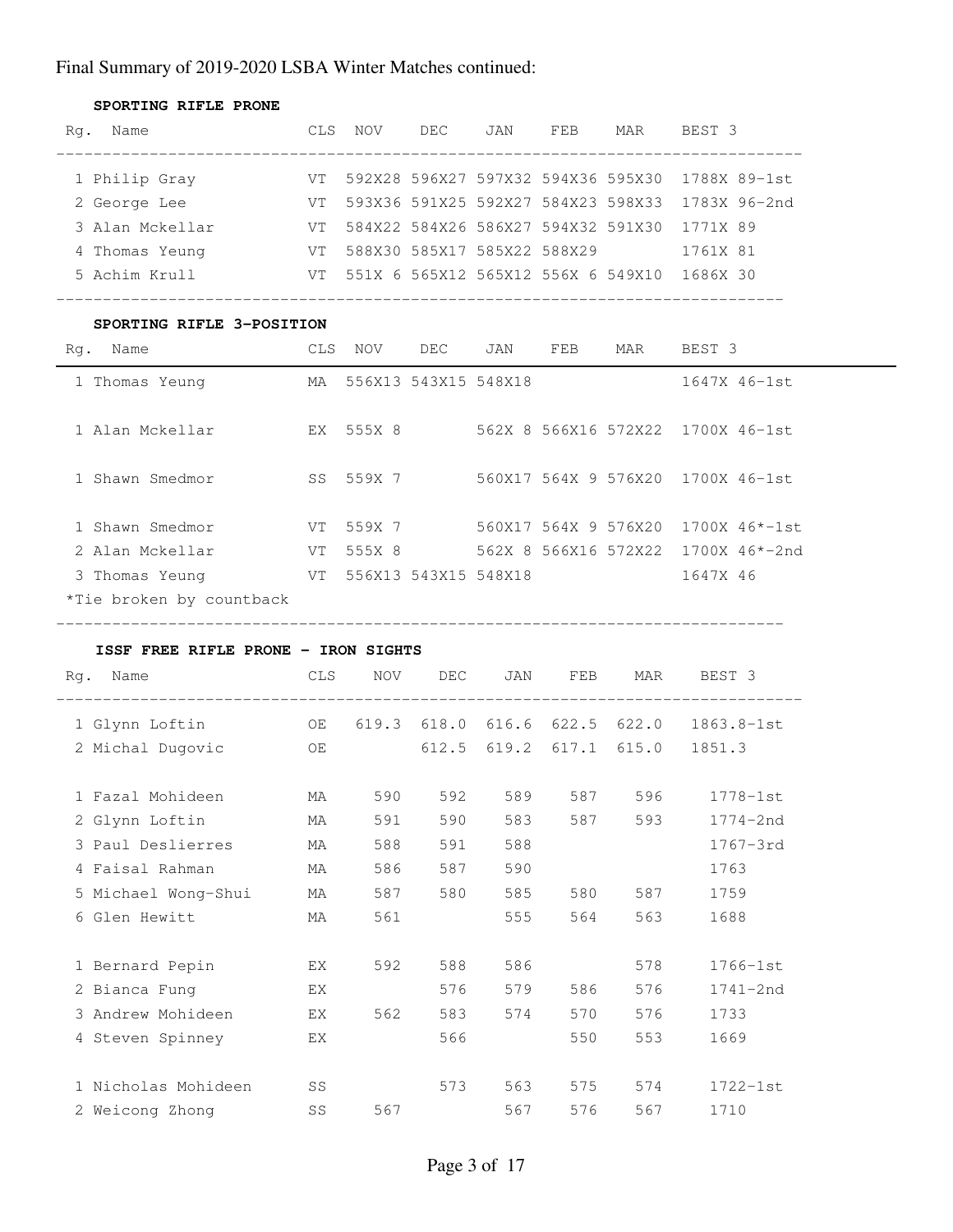Final Summary of 2019-2020 LSBA Winter Matches continued:

### SPORTING RIFLE PRONE

| Rg. | Name | CLS | NOV | DEC | JAN | FEB | MAR | BEST 3 |
|---|---|---|---|---|---|---|---|---|
| 1 | Philip Gray | VT | 592X28 | 596X27 | 597X32 | 594X36 | 595X30 | 1788X 89-1st |
| 2 | George Lee | VT | 593X36 | 591X25 | 592X27 | 584X23 | 598X33 | 1783X 96-2nd |
| 3 | Alan Mckellar | VT | 584X22 | 584X26 | 586X27 | 594X32 | 591X30 | 1771X 89 |
| 4 | Thomas Yeung | VT | 588X30 | 585X17 | 585X22 | 588X29 | | 1761X 81 |
| 5 | Achim Krull | VT | 551X 6 | 565X12 | 565X12 | 556X 6 | 549X10 | 1686X 30 |

### SPORTING RIFLE 3-POSITION

| Rg. | Name | CLS | NOV | DEC | JAN | FEB | MAR | BEST 3 |
|---|---|---|---|---|---|---|---|---|
| 1 | Thomas Yeung | MA | 556X13 | 543X15 | 548X18 | | | 1647X 46-1st |
| | | | | | | | | |
| 1 | Alan Mckellar | EX | 555X 8 | | 562X 8 | 566X16 | 572X22 | 1700X 46-1st |
| | | | | | | | | |
| 1 | Shawn Smedmor | SS | 559X 7 | | 560X17 | 564X 9 | 576X20 | 1700X 46-1st |
| | | | | | | | | |
| 1 | Shawn Smedmor | VT | 559X 7 | | 560X17 | 564X 9 | 576X20 | 1700X 46*-1st |
| 2 | Alan Mckellar | VT | 555X 8 | | 562X 8 | 566X16 | 572X22 | 1700X 46*-2nd |
| 3 | Thomas Yeung | VT | 556X13 | 543X15 | 548X18 | | | 1647X 46 |

*Tie broken by countback

### ISSF FREE RIFLE PRONE - IRON SIGHTS

| Rg. | Name | CLS | NOV | DEC | JAN | FEB | MAR | BEST 3 |
|---|---|---|---|---|---|---|---|---|
| 1 | Glynn Loftin | OE | 619.3 | 618.0 | 616.6 | 622.5 | 622.0 | 1863.8-1st |
| 2 | Michal Dugovic | OE | | 612.5 | 619.2 | 617.1 | 615.0 | 1851.3 |
| | | | | | | | | |
| 1 | Fazal Mohideen | MA | 590 | 592 | 589 | 587 | 596 | 1778-1st |
| 2 | Glynn Loftin | MA | 591 | 590 | 583 | 587 | 593 | 1774-2nd |
| 3 | Paul Deslierres | MA | 588 | 591 | 588 | | | 1767-3rd |
| 4 | Faisal Rahman | MA | 586 | 587 | 590 | | | 1763 |
| 5 | Michael Wong-Shui | MA | 587 | 580 | 585 | 580 | 587 | 1759 |
| 6 | Glen Hewitt | MA | 561 | | 555 | 564 | 563 | 1688 |
| | | | | | | | | |
| 1 | Bernard Pepin | EX | 592 | 588 | 586 | | 578 | 1766-1st |
| 2 | Bianca Fung | EX | | 576 | 579 | 586 | 576 | 1741-2nd |
| 3 | Andrew Mohideen | EX | 562 | 583 | 574 | 570 | 576 | 1733 |
| 4 | Steven Spinney | EX | | 566 | | 550 | 553 | 1669 |
| | | | | | | | | |
| 1 | Nicholas Mohideen | SS | | 573 | 563 | 575 | 574 | 1722-1st |
| 2 | Weicong Zhong | SS | 567 | | 567 | 576 | 567 | 1710 |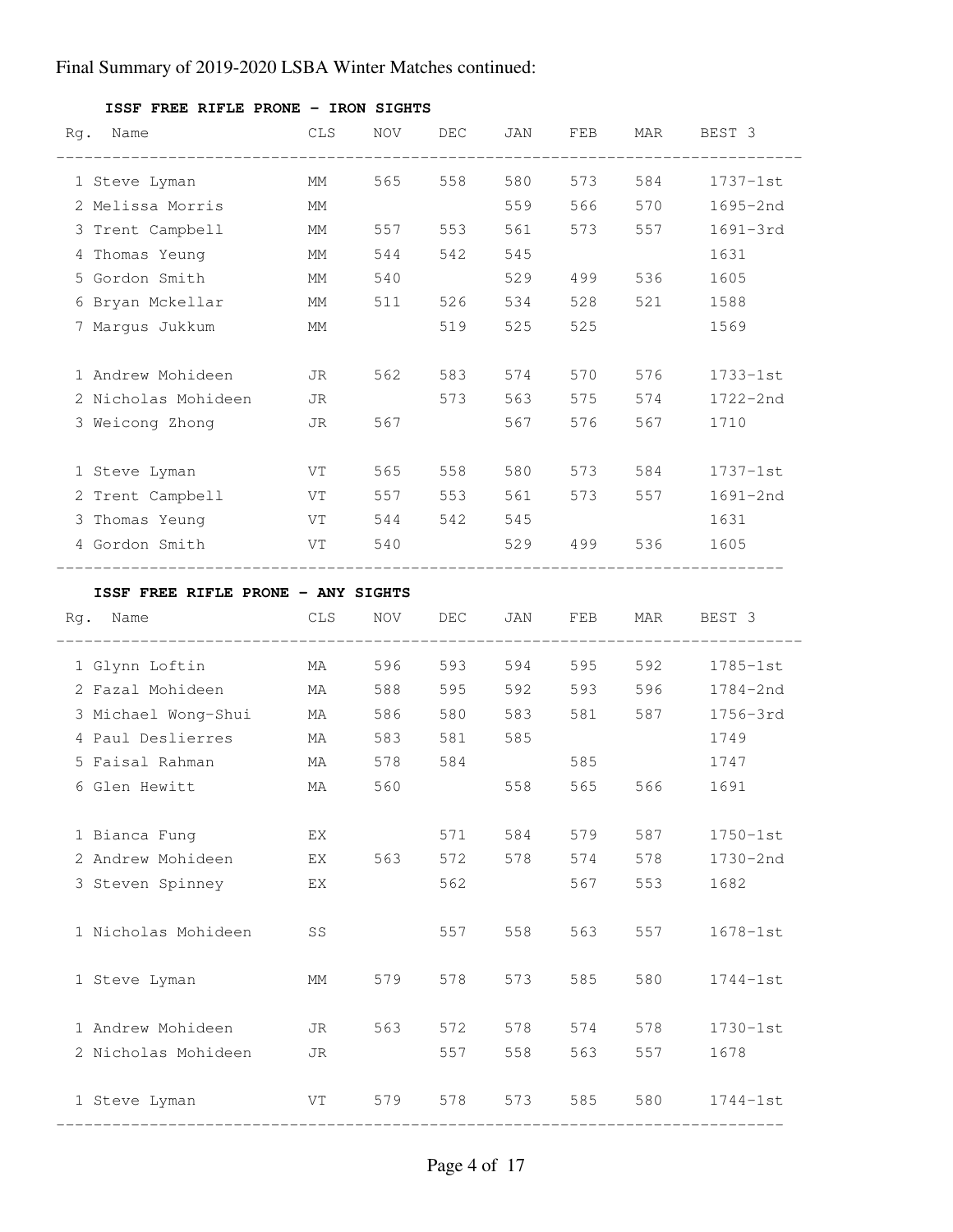Final Summary of 2019-2020 LSBA Winter Matches continued:

**ISSF FREE RIFLE PRONE - IRON SIGHTS**

| Rg. | Name | CLS | NOV | DEC | JAN | FEB | MAR | BEST 3 |
|---|---|---|---|---|---|---|---|---|
| 1 | Steve Lyman | MM | 565 | 558 | 580 | 573 | 584 | 1737-1st |
| 2 | Melissa Morris | MM | | | 559 | 566 | 570 | 1695-2nd |
| 3 | Trent Campbell | MM | 557 | 553 | 561 | 573 | 557 | 1691-3rd |
| 4 | Thomas Yeung | MM | 544 | 542 | 545 | | | 1631 |
| 5 | Gordon Smith | MM | 540 | | 529 | 499 | 536 | 1605 |
| 6 | Bryan Mckellar | MM | 511 | 526 | 534 | 528 | 521 | 1588 |
| 7 | Margus Jukkum | MM | | 519 | 525 | 525 | | 1569 |
| | | | | | | | | |
| 1 | Andrew Mohideen | JR | 562 | 583 | 574 | 570 | 576 | 1733-1st |
| 2 | Nicholas Mohideen | JR | | 573 | 563 | 575 | 574 | 1722-2nd |
| 3 | Weicong Zhong | JR | 567 | | 567 | 576 | 567 | 1710 |
| | | | | | | | | |
| 1 | Steve Lyman | VT | 565 | 558 | 580 | 573 | 584 | 1737-1st |
| 2 | Trent Campbell | VT | 557 | 553 | 561 | 573 | 557 | 1691-2nd |
| 3 | Thomas Yeung | VT | 544 | 542 | 545 | | | 1631 |
| 4 | Gordon Smith | VT | 540 | | 529 | 499 | 536 | 1605 |

**ISSF FREE RIFLE PRONE - ANY SIGHTS**

| Rg. | Name | CLS | NOV | DEC | JAN | FEB | MAR | BEST 3 |
|---|---|---|---|---|---|---|---|---|
| 1 | Glynn Loftin | MA | 596 | 593 | 594 | 595 | 592 | 1785-1st |
| 2 | Fazal Mohideen | MA | 588 | 595 | 592 | 593 | 596 | 1784-2nd |
| 3 | Michael Wong-Shui | MA | 586 | 580 | 583 | 581 | 587 | 1756-3rd |
| 4 | Paul Deslierres | MA | 583 | 581 | 585 | | | 1749 |
| 5 | Faisal Rahman | MA | 578 | 584 | | 585 | | 1747 |
| 6 | Glen Hewitt | MA | 560 | | 558 | 565 | 566 | 1691 |
| | | | | | | | | |
| 1 | Bianca Fung | EX | | 571 | 584 | 579 | 587 | 1750-1st |
| 2 | Andrew Mohideen | EX | 563 | 572 | 578 | 574 | 578 | 1730-2nd |
| 3 | Steven Spinney | EX | | 562 | | 567 | 553 | 1682 |
| | | | | | | | | |
| 1 | Nicholas Mohideen | SS | | 557 | 558 | 563 | 557 | 1678-1st |
| | | | | | | | | |
| 1 | Steve Lyman | MM | 579 | 578 | 573 | 585 | 580 | 1744-1st |
| | | | | | | | | |
| 1 | Andrew Mohideen | JR | 563 | 572 | 578 | 574 | 578 | 1730-1st |
| 2 | Nicholas Mohideen | JR | | 557 | 558 | 563 | 557 | 1678 |
| | | | | | | | | |
| 1 | Steve Lyman | VT | 579 | 578 | 573 | 585 | 580 | 1744-1st |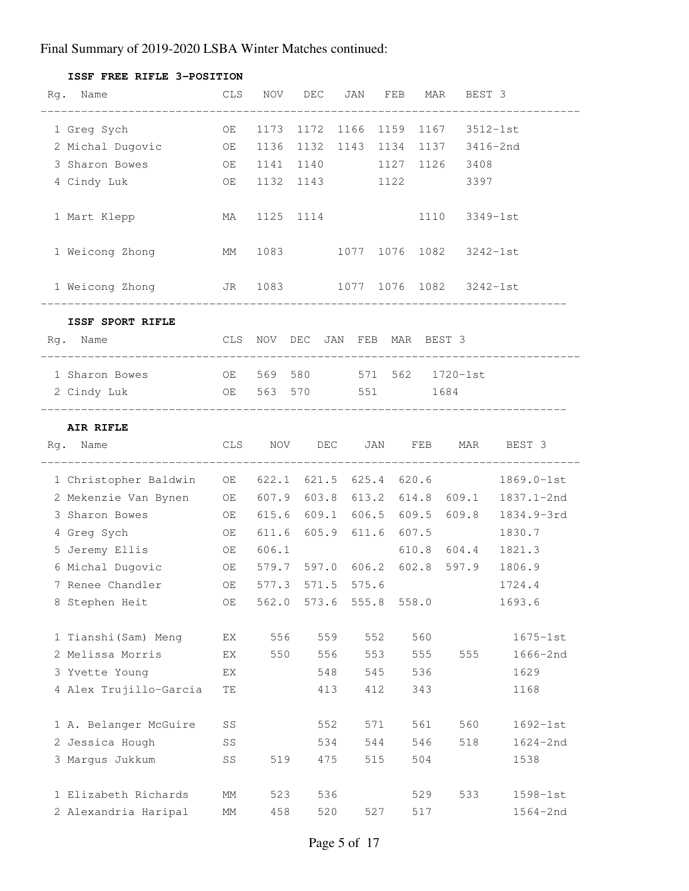Final Summary of 2019-2020 LSBA Winter Matches continued:

### ISSF FREE RIFLE 3-POSITION

| Rg. | Name | CLS | NOV | DEC | JAN | FEB | MAR | BEST 3 |
|---|---|---|---|---|---|---|---|---|
| 1 | Greg Sych | OE | 1173 | 1172 | 1166 | 1159 | 1167 | 3512-1st |
| 2 | Michal Dugovic | OE | 1136 | 1132 | 1143 | 1134 | 1137 | 3416-2nd |
| 3 | Sharon Bowes | OE | 1141 | 1140 | | 1127 | 1126 | 3408 |
| 4 | Cindy Luk | OE | 1132 | 1143 | | 1122 | | 3397 |
| | | | | | | | | |
| 1 | Mart Klepp | MA | 1125 | 1114 | | | 1110 | 3349-1st |
| | | | | | | | | |
| 1 | Weicong Zhong | MM | 1083 | | 1077 | 1076 | 1082 | 3242-1st |
| | | | | | | | | |
| 1 | Weicong Zhong | JR | 1083 | | 1077 | 1076 | 1082 | 3242-1st |

### ISSF SPORT RIFLE

| Rg. | Name | CLS | NOV | DEC | JAN | FEB | MAR | BEST 3 |
|---|---|---|---|---|---|---|---|---|
| 1 | Sharon Bowes | OE | 569 | 580 | | 571 | 562 | 1720-1st |
| 2 | Cindy Luk | OE | 563 | 570 | | 551 | | 1684 |

### AIR RIFLE

| Rg. | Name | CLS | NOV | DEC | JAN | FEB | MAR | BEST 3 |
|---|---|---|---|---|---|---|---|---|
| 1 | Christopher Baldwin | OE | 622.1 | 621.5 | 625.4 | 620.6 | | 1869.0-1st |
| 2 | Mekenzie Van Bynen | OE | 607.9 | 603.8 | 613.2 | 614.8 | 609.1 | 1837.1-2nd |
| 3 | Sharon Bowes | OE | 615.6 | 609.1 | 606.5 | 609.5 | 609.8 | 1834.9-3rd |
| 4 | Greg Sych | OE | 611.6 | 605.9 | 611.6 | 607.5 | | 1830.7 |
| 5 | Jeremy Ellis | OE | 606.1 | | | 610.8 | 604.4 | 1821.3 |
| 6 | Michal Dugovic | OE | 579.7 | 597.0 | 606.2 | 602.8 | 597.9 | 1806.9 |
| 7 | Renee Chandler | OE | 577.3 | 571.5 | 575.6 | | | 1724.4 |
| 8 | Stephen Heit | OE | 562.0 | 573.6 | 555.8 | 558.0 | | 1693.6 |
| | | | | | | | | |
| 1 | Tianshi(Sam) Meng | EX | 556 | 559 | 552 | 560 | | 1675-1st |
| 2 | Melissa Morris | EX | 550 | 556 | 553 | 555 | 555 | 1666-2nd |
| 3 | Yvette Young | EX | | 548 | 545 | 536 | | 1629 |
| 4 | Alex Trujillo-Garcia | TE | | 413 | 412 | 343 | | 1168 |
| | | | | | | | | |
| 1 | A. Belanger McGuire | SS | | 552 | 571 | 561 | 560 | 1692-1st |
| 2 | Jessica Hough | SS | | 534 | 544 | 546 | 518 | 1624-2nd |
| 3 | Margus Jukkum | SS | 519 | 475 | 515 | 504 | | 1538 |
| | | | | | | | | |
| 1 | Elizabeth Richards | MM | 523 | 536 | | 529 | 533 | 1598-1st |
| 2 | Alexandria Haripal | MM | 458 | 520 | 527 | 517 | | 1564-2nd |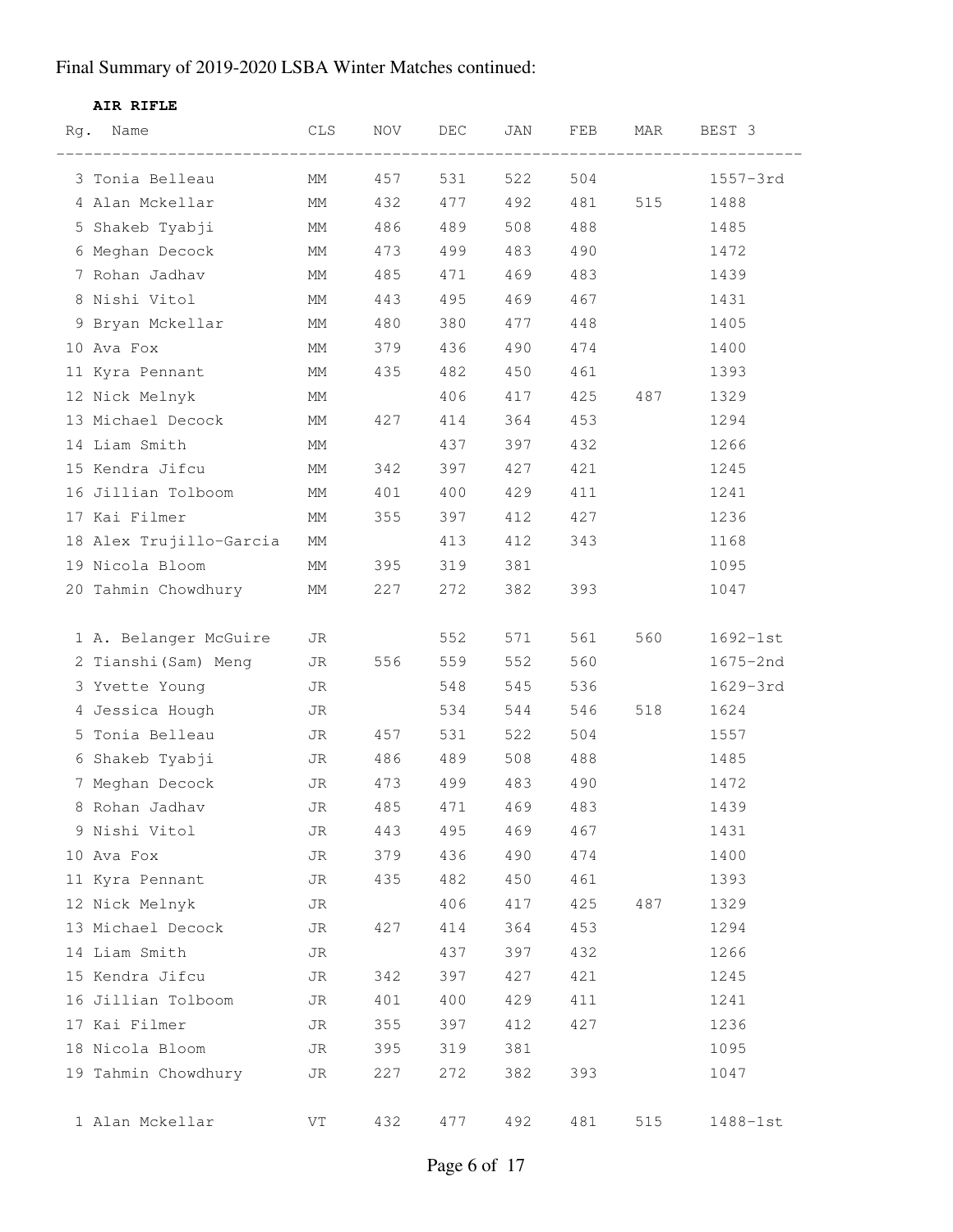Final Summary of 2019-2020 LSBA Winter Matches continued:

**AIR RIFLE**

| Rg. | Name | CLS | NOV | DEC | JAN | FEB | MAR | BEST 3 |
|---|---|---|---|---|---|---|---|---|
| 3 | Tonia Belleau | MM | 457 | 531 | 522 | 504 | | 1557-3rd |
| 4 | Alan Mckellar | MM | 432 | 477 | 492 | 481 | 515 | 1488 |
| 5 | Shakeb Tyabji | MM | 486 | 489 | 508 | 488 | | 1485 |
| 6 | Meghan Decock | MM | 473 | 499 | 483 | 490 | | 1472 |
| 7 | Rohan Jadhav | MM | 485 | 471 | 469 | 483 | | 1439 |
| 8 | Nishi Vitol | MM | 443 | 495 | 469 | 467 | | 1431 |
| 9 | Bryan Mckellar | MM | 480 | 380 | 477 | 448 | | 1405 |
| 10 | Ava Fox | MM | 379 | 436 | 490 | 474 | | 1400 |
| 11 | Kyra Pennant | MM | 435 | 482 | 450 | 461 | | 1393 |
| 12 | Nick Melnyk | MM | | 406 | 417 | 425 | 487 | 1329 |
| 13 | Michael Decock | MM | 427 | 414 | 364 | 453 | | 1294 |
| 14 | Liam Smith | MM | | 437 | 397 | 432 | | 1266 |
| 15 | Kendra Jifcu | MM | 342 | 397 | 427 | 421 | | 1245 |
| 16 | Jillian Tolboom | MM | 401 | 400 | 429 | 411 | | 1241 |
| 17 | Kai Filmer | MM | 355 | 397 | 412 | 427 | | 1236 |
| 18 | Alex Trujillo-Garcia | MM | | 413 | 412 | 343 | | 1168 |
| 19 | Nicola Bloom | MM | 395 | 319 | 381 | | | 1095 |
| 20 | Tahmin Chowdhury | MM | 227 | 272 | 382 | 393 | | 1047 |
| | | | | | | | | |
| 1 | A. Belanger McGuire | JR | | 552 | 571 | 561 | 560 | 1692-1st |
| 2 | Tianshi(Sam) Meng | JR | 556 | 559 | 552 | 560 | | 1675-2nd |
| 3 | Yvette Young | JR | | 548 | 545 | 536 | | 1629-3rd |
| 4 | Jessica Hough | JR | | 534 | 544 | 546 | 518 | 1624 |
| 5 | Tonia Belleau | JR | 457 | 531 | 522 | 504 | | 1557 |
| 6 | Shakeb Tyabji | JR | 486 | 489 | 508 | 488 | | 1485 |
| 7 | Meghan Decock | JR | 473 | 499 | 483 | 490 | | 1472 |
| 8 | Rohan Jadhav | JR | 485 | 471 | 469 | 483 | | 1439 |
| 9 | Nishi Vitol | JR | 443 | 495 | 469 | 467 | | 1431 |
| 10 | Ava Fox | JR | 379 | 436 | 490 | 474 | | 1400 |
| 11 | Kyra Pennant | JR | 435 | 482 | 450 | 461 | | 1393 |
| 12 | Nick Melnyk | JR | | 406 | 417 | 425 | 487 | 1329 |
| 13 | Michael Decock | JR | 427 | 414 | 364 | 453 | | 1294 |
| 14 | Liam Smith | JR | | 437 | 397 | 432 | | 1266 |
| 15 | Kendra Jifcu | JR | 342 | 397 | 427 | 421 | | 1245 |
| 16 | Jillian Tolboom | JR | 401 | 400 | 429 | 411 | | 1241 |
| 17 | Kai Filmer | JR | 355 | 397 | 412 | 427 | | 1236 |
| 18 | Nicola Bloom | JR | 395 | 319 | 381 | | | 1095 |
| 19 | Tahmin Chowdhury | JR | 227 | 272 | 382 | 393 | | 1047 |
| | | | | | | | | |
| 1 | Alan Mckellar | VT | 432 | 477 | 492 | 481 | 515 | 1488-1st |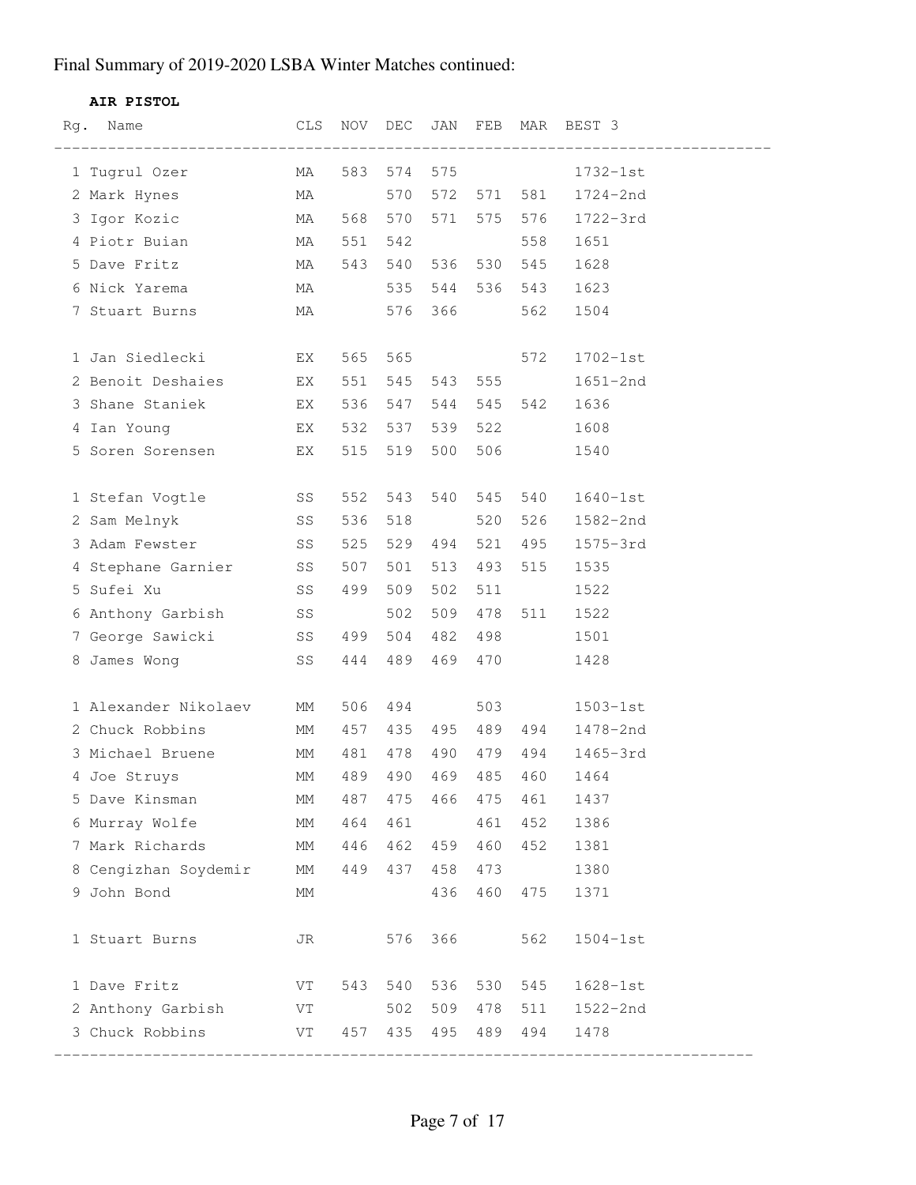Final Summary of 2019-2020 LSBA Winter Matches continued:

**AIR PISTOL**

| Rg. | Name | CLS | NOV | DEC | JAN | FEB | MAR | BEST 3 |
|---|---|---|---|---|---|---|---|---|
| 1 | Tugrul Ozer | MA | 583 | 574 | 575 | | | 1732-1st |
| 2 | Mark Hynes | MA | | 570 | 572 | 571 | 581 | 1724-2nd |
| 3 | Igor Kozic | MA | 568 | 570 | 571 | 575 | 576 | 1722-3rd |
| 4 | Piotr Buian | MA | 551 | 542 | | | 558 | 1651 |
| 5 | Dave Fritz | MA | 543 | 540 | 536 | 530 | 545 | 1628 |
| 6 | Nick Yarema | MA | | 535 | 544 | 536 | 543 | 1623 |
| 7 | Stuart Burns | MA | | 576 | 366 | | 562 | 1504 |
| | | | | | | | | |
| 1 | Jan Siedlecki | EX | 565 | 565 | | | 572 | 1702-1st |
| 2 | Benoit Deshaies | EX | 551 | 545 | 543 | 555 | | 1651-2nd |
| 3 | Shane Staniek | EX | 536 | 547 | 544 | 545 | 542 | 1636 |
| 4 | Ian Young | EX | 532 | 537 | 539 | 522 | | 1608 |
| 5 | Soren Sorensen | EX | 515 | 519 | 500 | 506 | | 1540 |
| | | | | | | | | |
| 1 | Stefan Vogtle | SS | 552 | 543 | 540 | 545 | 540 | 1640-1st |
| 2 | Sam Melnyk | SS | 536 | 518 | | 520 | 526 | 1582-2nd |
| 3 | Adam Fewster | SS | 525 | 529 | 494 | 521 | 495 | 1575-3rd |
| 4 | Stephane Garnier | SS | 507 | 501 | 513 | 493 | 515 | 1535 |
| 5 | Sufei Xu | SS | 499 | 509 | 502 | 511 | | 1522 |
| 6 | Anthony Garbish | SS | | 502 | 509 | 478 | 511 | 1522 |
| 7 | George Sawicki | SS | 499 | 504 | 482 | 498 | | 1501 |
| 8 | James Wong | SS | 444 | 489 | 469 | 470 | | 1428 |
| | | | | | | | | |
| 1 | Alexander Nikolaev | MM | 506 | 494 | | 503 | | 1503-1st |
| 2 | Chuck Robbins | MM | 457 | 435 | 495 | 489 | 494 | 1478-2nd |
| 3 | Michael Bruene | MM | 481 | 478 | 490 | 479 | 494 | 1465-3rd |
| 4 | Joe Struys | MM | 489 | 490 | 469 | 485 | 460 | 1464 |
| 5 | Dave Kinsman | MM | 487 | 475 | 466 | 475 | 461 | 1437 |
| 6 | Murray Wolfe | MM | 464 | 461 | | 461 | 452 | 1386 |
| 7 | Mark Richards | MM | 446 | 462 | 459 | 460 | 452 | 1381 |
| 8 | Cengizhan Soydemir | MM | 449 | 437 | 458 | 473 | | 1380 |
| 9 | John Bond | MM | | | 436 | 460 | 475 | 1371 |
| | | | | | | | | |
| 1 | Stuart Burns | JR | | 576 | 366 | | 562 | 1504-1st |
| | | | | | | | | |
| 1 | Dave Fritz | VT | 543 | 540 | 536 | 530 | 545 | 1628-1st |
| 2 | Anthony Garbish | VT | | 502 | 509 | 478 | 511 | 1522-2nd |
| 3 | Chuck Robbins | VT | 457 | 435 | 495 | 489 | 494 | 1478 |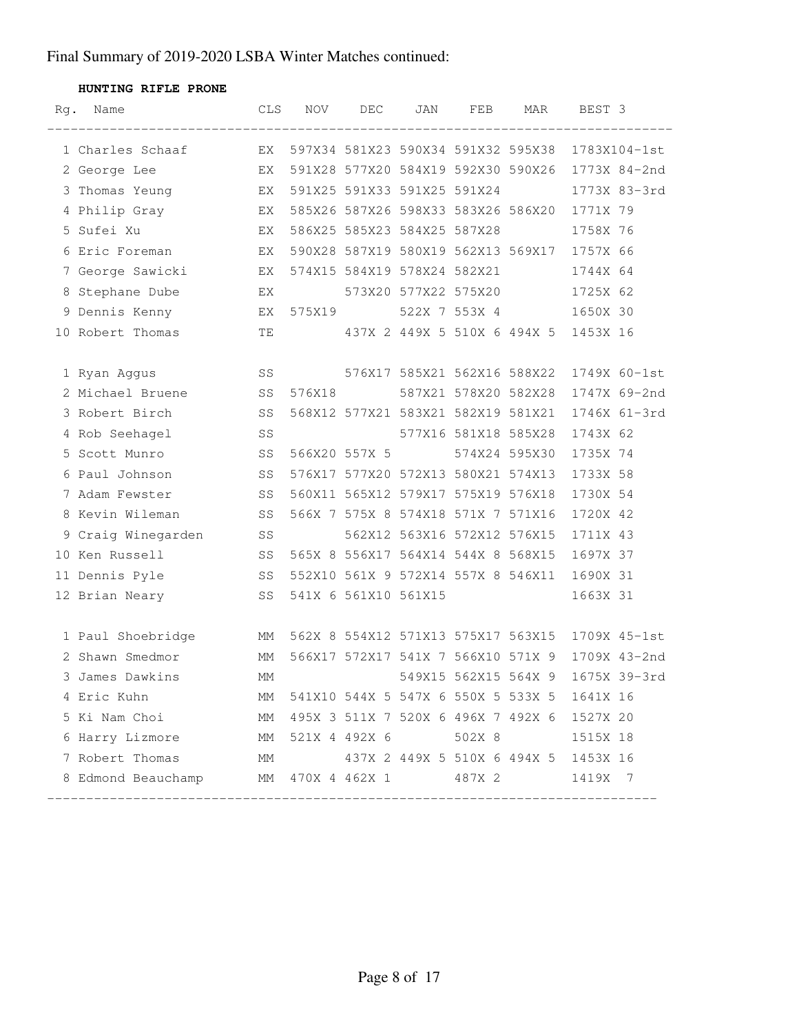Final Summary of 2019-2020 LSBA Winter Matches continued:

**HUNTING RIFLE PRONE**

| Rg. | Name | CLS | NOV | DEC | JAN | FEB | MAR | BEST 3 |
|---|---|---|---|---|---|---|---|---|
| 1 | Charles Schaaf | EX | 597X34 | 581X23 | 590X34 | 591X32 | 595X38 | 1783X104-1st |
| 2 | George Lee | EX | 591X28 | 577X20 | 584X19 | 592X30 | 590X26 | 1773X 84-2nd |
| 3 | Thomas Yeung | EX | 591X25 | 591X33 | 591X25 | 591X24 | | 1773X 83-3rd |
| 4 | Philip Gray | EX | 585X26 | 587X26 | 598X33 | 583X26 | 586X20 | 1771X 79 |
| 5 | Sufei Xu | EX | 586X25 | 585X23 | 584X25 | 587X28 | | 1758X 76 |
| 6 | Eric Foreman | EX | 590X28 | 587X19 | 580X19 | 562X13 | 569X17 | 1757X 66 |
| 7 | George Sawicki | EX | 574X15 | 584X19 | 578X24 | 582X21 | | 1744X 64 |
| 8 | Stephane Dube | EX | | 573X20 | 577X22 | 575X20 | | 1725X 62 |
| 9 | Dennis Kenny | EX | 575X19 | | 522X 7 | 553X 4 | | 1650X 30 |
| 10 | Robert Thomas | TE | | 437X 2 | 449X 5 | 510X 6 | 494X 5 | 1453X 16 |
| | | | | | | | | |
| 1 | Ryan Aggus | SS | | 576X17 | 585X21 | 562X16 | 588X22 | 1749X 60-1st |
| 2 | Michael Bruene | SS | 576X18 | | 587X21 | 578X20 | 582X28 | 1747X 69-2nd |
| 3 | Robert Birch | SS | 568X12 | 577X21 | 583X21 | 582X19 | 581X21 | 1746X 61-3rd |
| 4 | Rob Seehagel | SS | | | 577X16 | 581X18 | 585X28 | 1743X 62 |
| 5 | Scott Munro | SS | 566X20 | 557X 5 | | 574X24 | 595X30 | 1735X 74 |
| 6 | Paul Johnson | SS | 576X17 | 577X20 | 572X13 | 580X21 | 574X13 | 1733X 58 |
| 7 | Adam Fewster | SS | 560X11 | 565X12 | 579X17 | 575X19 | 576X18 | 1730X 54 |
| 8 | Kevin Wileman | SS | 566X 7 | 575X 8 | 574X18 | 571X 7 | 571X16 | 1720X 42 |
| 9 | Craig Winegarden | SS | | 562X12 | 563X16 | 572X12 | 576X15 | 1711X 43 |
| 10 | Ken Russell | SS | 565X 8 | 556X17 | 564X14 | 544X 8 | 568X15 | 1697X 37 |
| 11 | Dennis Pyle | SS | 552X10 | 561X 9 | 572X14 | 557X 8 | 546X11 | 1690X 31 |
| 12 | Brian Neary | SS | 541X 6 | 561X10 | 561X15 | | | 1663X 31 |
| | | | | | | | | |
| 1 | Paul Shoebridge | MM | 562X 8 | 554X12 | 571X13 | 575X17 | 563X15 | 1709X 45-1st |
| 2 | Shawn Smedmor | MM | 566X17 | 572X17 | 541X 7 | 566X10 | 571X 9 | 1709X 43-2nd |
| 3 | James Dawkins | MM | | | 549X15 | 562X15 | 564X 9 | 1675X 39-3rd |
| 4 | Eric Kuhn | MM | 541X10 | 544X 5 | 547X 6 | 550X 5 | 533X 5 | 1641X 16 |
| 5 | Ki Nam Choi | MM | 495X 3 | 511X 7 | 520X 6 | 496X 7 | 492X 6 | 1527X 20 |
| 6 | Harry Lizmore | MM | 521X 4 | 492X 6 | | 502X 8 | | 1515X 18 |
| 7 | Robert Thomas | MM | | 437X 2 | 449X 5 | 510X 6 | 494X 5 | 1453X 16 |
| 8 | Edmond Beauchamp | MM | 470X 4 | 462X 1 | | 487X 2 | | 1419X 7 |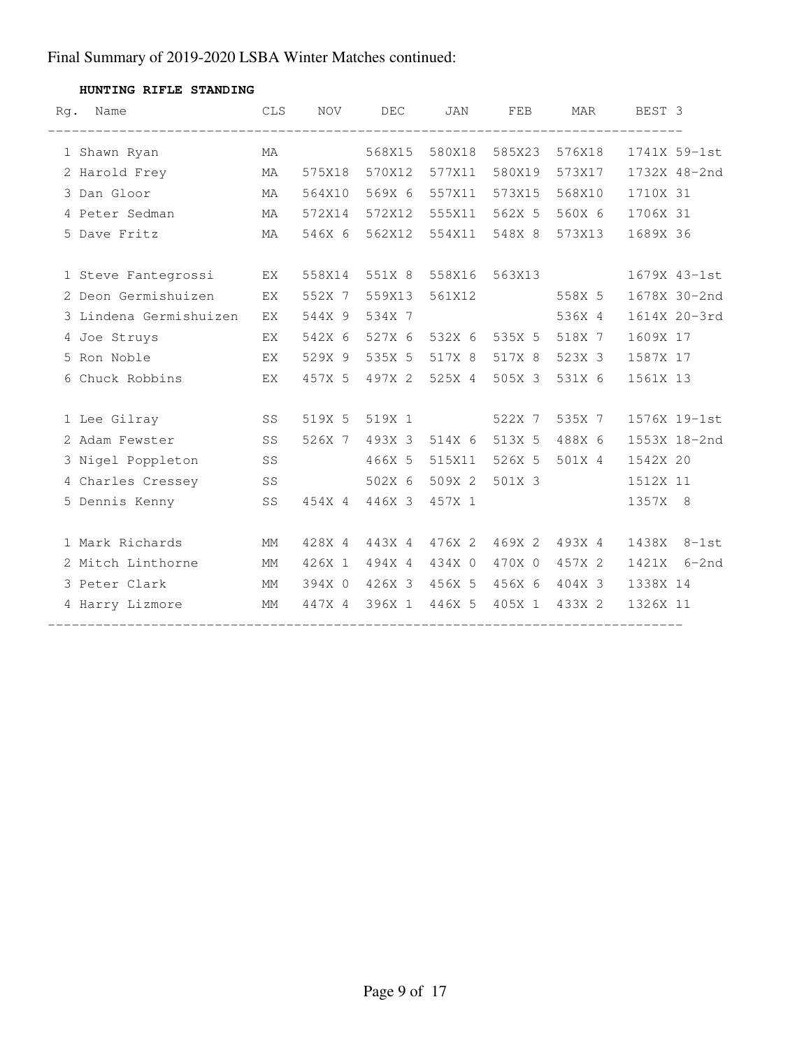Final Summary of 2019-2020 LSBA Winter Matches continued:

**HUNTING RIFLE STANDING**

| Rg. | Name | CLS | NOV | DEC | JAN | FEB | MAR | BEST 3 |
|---|---|---|---|---|---|---|---|---|
| 1 | Shawn Ryan | MA | | 568X15 | 580X18 | 585X23 | 576X18 | 1741X 59-1st |
| 2 | Harold Frey | MA | 575X18 | 570X12 | 577X11 | 580X19 | 573X17 | 1732X 48-2nd |
| 3 | Dan Gloor | MA | 564X10 | 569X 6 | 557X11 | 573X15 | 568X10 | 1710X 31 |
| 4 | Peter Sedman | MA | 572X14 | 572X12 | 555X11 | 562X 5 | 560X 6 | 1706X 31 |
| 5 | Dave Fritz | MA | 546X 6 | 562X12 | 554X11 | 548X 8 | 573X13 | 1689X 36 |
| | | | | | | | | |
| 1 | Steve Fantegrossi | EX | 558X14 | 551X 8 | 558X16 | 563X13 | | 1679X 43-1st |
| 2 | Deon Germishuizen | EX | 552X 7 | 559X13 | 561X12 | | 558X 5 | 1678X 30-2nd |
| 3 | Lindena Germishuizen | EX | 544X 9 | 534X 7 | | | 536X 4 | 1614X 20-3rd |
| 4 | Joe Struys | EX | 542X 6 | 527X 6 | 532X 6 | 535X 5 | 518X 7 | 1609X 17 |
| 5 | Ron Noble | EX | 529X 9 | 535X 5 | 517X 8 | 517X 8 | 523X 3 | 1587X 17 |
| 6 | Chuck Robbins | EX | 457X 5 | 497X 2 | 525X 4 | 505X 3 | 531X 6 | 1561X 13 |
| | | | | | | | | |
| 1 | Lee Gilray | SS | 519X 5 | 519X 1 | | 522X 7 | 535X 7 | 1576X 19-1st |
| 2 | Adam Fewster | SS | 526X 7 | 493X 3 | 514X 6 | 513X 5 | 488X 6 | 1553X 18-2nd |
| 3 | Nigel Poppleton | SS | | 466X 5 | 515X11 | 526X 5 | 501X 4 | 1542X 20 |
| 4 | Charles Cressey | SS | | 502X 6 | 509X 2 | 501X 3 | | 1512X 11 |
| 5 | Dennis Kenny | SS | 454X 4 | 446X 3 | 457X 1 | | | 1357X 8 |
| | | | | | | | | |
| 1 | Mark Richards | MM | 428X 4 | 443X 4 | 476X 2 | 469X 2 | 493X 4 | 1438X 8-1st |
| 2 | Mitch Linthorne | MM | 426X 1 | 494X 4 | 434X 0 | 470X 0 | 457X 2 | 1421X 6-2nd |
| 3 | Peter Clark | MM | 394X 0 | 426X 3 | 456X 5 | 456X 6 | 404X 3 | 1338X 14 |
| 4 | Harry Lizmore | MM | 447X 4 | 396X 1 | 446X 5 | 405X 1 | 433X 2 | 1326X 11 |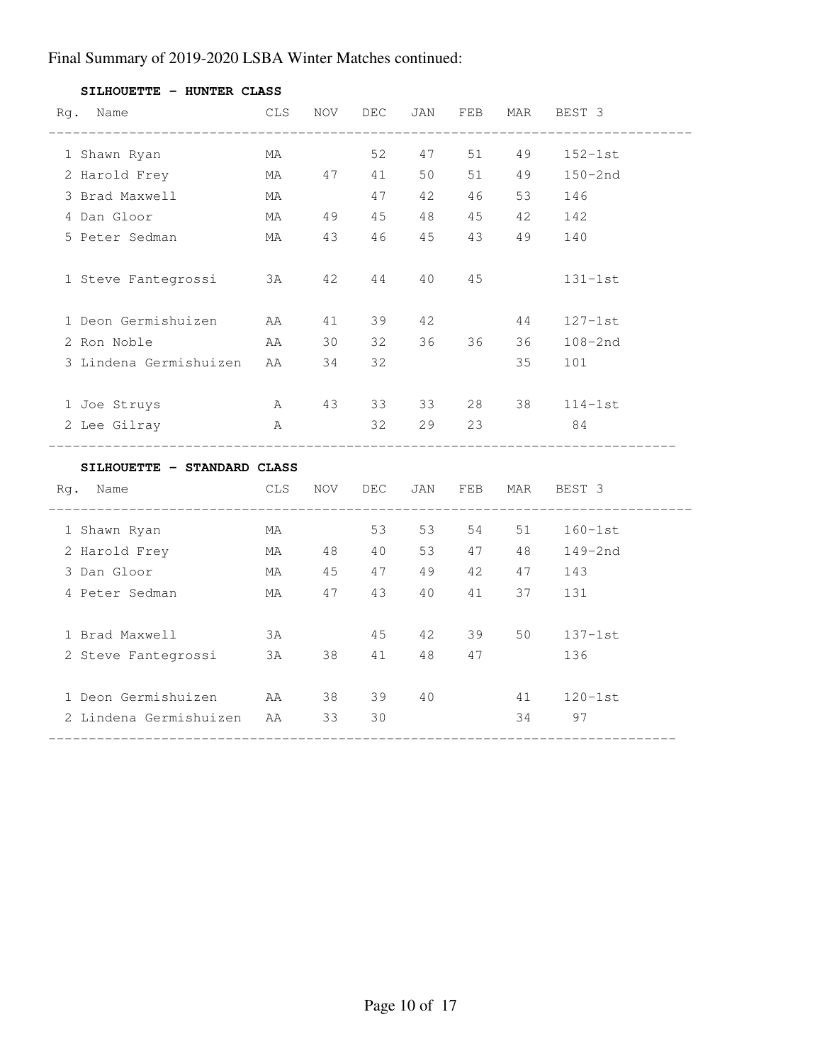Final Summary of 2019-2020 LSBA Winter Matches continued:

**SILHOUETTE - HUNTER CLASS**

| Rg. | Name | CLS | NOV | DEC | JAN | FEB | MAR | BEST 3 |
|---|---|---|---|---|---|---|---|---|
| 1 | Shawn Ryan | MA | | 52 | 47 | 51 | 49 | 152-1st |
| 2 | Harold Frey | MA | 47 | 41 | 50 | 51 | 49 | 150-2nd |
| 3 | Brad Maxwell | MA | | 47 | 42 | 46 | 53 | 146 |
| 4 | Dan Gloor | MA | 49 | 45 | 48 | 45 | 42 | 142 |
| 5 | Peter Sedman | MA | 43 | 46 | 45 | 43 | 49 | 140 |
| | | | | | | | | |
| 1 | Steve Fantegrossi | 3A | 42 | 44 | 40 | 45 | | 131-1st |
| | | | | | | | | |
| 1 | Deon Germishuizen | AA | 41 | 39 | 42 | | 44 | 127-1st |
| 2 | Ron Noble | AA | 30 | 32 | 36 | 36 | 36 | 108-2nd |
| 3 | Lindena Germishuizen | AA | 34 | 32 | | | 35 | 101 |
| | | | | | | | | |
| 1 | Joe Struys | A | 43 | 33 | 33 | 28 | 38 | 114-1st |
| 2 | Lee Gilray | A | | 32 | 29 | 23 | | 84 |

**SILHOUETTE - STANDARD CLASS**

| Rg. | Name | CLS | NOV | DEC | JAN | FEB | MAR | BEST 3 |
|---|---|---|---|---|---|---|---|---|
| 1 | Shawn Ryan | MA | | 53 | 53 | 54 | 51 | 160-1st |
| 2 | Harold Frey | MA | 48 | 40 | 53 | 47 | 48 | 149-2nd |
| 3 | Dan Gloor | MA | 45 | 47 | 49 | 42 | 47 | 143 |
| 4 | Peter Sedman | MA | 47 | 43 | 40 | 41 | 37 | 131 |
| | | | | | | | | |
| 1 | Brad Maxwell | 3A | | 45 | 42 | 39 | 50 | 137-1st |
| 2 | Steve Fantegrossi | 3A | 38 | 41 | 48 | 47 | | 136 |
| | | | | | | | | |
| 1 | Deon Germishuizen | AA | 38 | 39 | 40 | | 41 | 120-1st |
| 2 | Lindena Germishuizen | AA | 33 | 30 | | | 34 | 97 |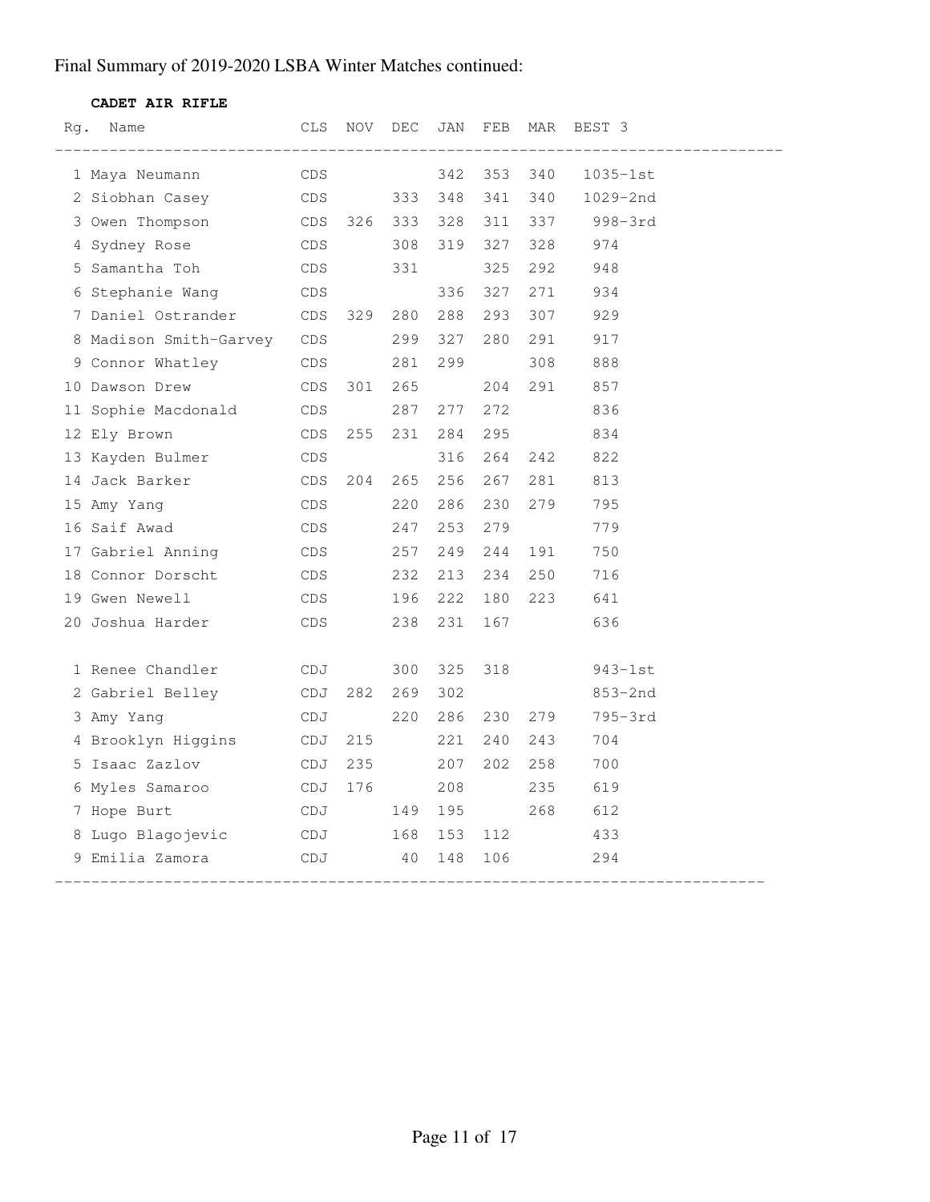Final Summary of 2019-2020 LSBA Winter Matches continued:

**CADET AIR RIFLE**

| Rg. | Name | CLS | NOV | DEC | JAN | FEB | MAR | BEST 3 |
|---|---|---|---|---|---|---|---|---|
| 1 | Maya Neumann | CDS | | | 342 | 353 | 340 | 1035-1st |
| 2 | Siobhan Casey | CDS | | 333 | 348 | 341 | 340 | 1029-2nd |
| 3 | Owen Thompson | CDS | 326 | 333 | 328 | 311 | 337 | 998-3rd |
| 4 | Sydney Rose | CDS | | 308 | 319 | 327 | 328 | 974 |
| 5 | Samantha Toh | CDS | | 331 | | 325 | 292 | 948 |
| 6 | Stephanie Wang | CDS | | | 336 | 327 | 271 | 934 |
| 7 | Daniel Ostrander | CDS | 329 | 280 | 288 | 293 | 307 | 929 |
| 8 | Madison Smith-Garvey | CDS | | 299 | 327 | 280 | 291 | 917 |
| 9 | Connor Whatley | CDS | | 281 | 299 | | 308 | 888 |
| 10 | Dawson Drew | CDS | 301 | 265 | | 204 | 291 | 857 |
| 11 | Sophie Macdonald | CDS | | 287 | 277 | 272 | | 836 |
| 12 | Ely Brown | CDS | 255 | 231 | 284 | 295 | | 834 |
| 13 | Kayden Bulmer | CDS | | | 316 | 264 | 242 | 822 |
| 14 | Jack Barker | CDS | 204 | 265 | 256 | 267 | 281 | 813 |
| 15 | Amy Yang | CDS | | 220 | 286 | 230 | 279 | 795 |
| 16 | Saif Awad | CDS | | 247 | 253 | 279 | | 779 |
| 17 | Gabriel Anning | CDS | | 257 | 249 | 244 | 191 | 750 |
| 18 | Connor Dorscht | CDS | | 232 | 213 | 234 | 250 | 716 |
| 19 | Gwen Newell | CDS | | 196 | 222 | 180 | 223 | 641 |
| 20 | Joshua Harder | CDS | | 238 | 231 | 167 | | 636 |
| | | | | | | | | |
| 1 | Renee Chandler | CDJ | | 300 | 325 | 318 | | 943-1st |
| 2 | Gabriel Belley | CDJ | 282 | 269 | 302 | | | 853-2nd |
| 3 | Amy Yang | CDJ | | 220 | 286 | 230 | 279 | 795-3rd |
| 4 | Brooklyn Higgins | CDJ | 215 | | 221 | 240 | 243 | 704 |
| 5 | Isaac Zazlov | CDJ | 235 | | 207 | 202 | 258 | 700 |
| 6 | Myles Samaroo | CDJ | 176 | | 208 | | 235 | 619 |
| 7 | Hope Burt | CDJ | | 149 | 195 | | 268 | 612 |
| 8 | Lugo Blagojevic | CDJ | | 168 | 153 | 112 | | 433 |
| 9 | Emilia Zamora | CDJ | | 40 | 148 | 106 | | 294 |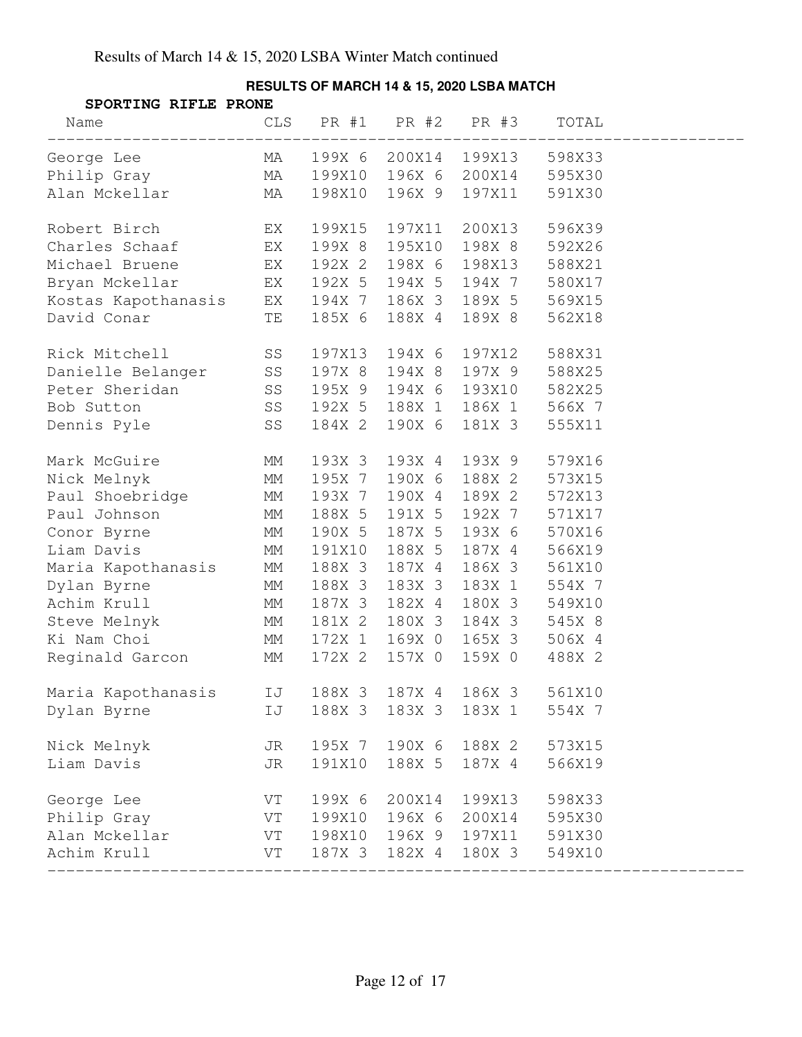Results of March 14 & 15, 2020 LSBA Winter Match continued

**RESULTS OF MARCH 14 & 15, 2020 LSBA MATCH**

**SPORTING RIFLE PRONE**

| Name | CLS | PR #1 | PR #2 | PR #3 | TOTAL |
|---|---|---|---|---|---|
| George Lee | MA | 199X 6 | 200X14 | 199X13 | 598X33 |
| Philip Gray | MA | 199X10 | 196X 6 | 200X14 | 595X30 |
| Alan Mckellar | MA | 198X10 | 196X 9 | 197X11 | 591X30 |
| | | | | | |
| Robert Birch | EX | 199X15 | 197X11 | 200X13 | 596X39 |
| Charles Schaaf | EX | 199X 8 | 195X10 | 198X 8 | 592X26 |
| Michael Bruene | EX | 192X 2 | 198X 6 | 198X13 | 588X21 |
| Bryan Mckellar | EX | 192X 5 | 194X 5 | 194X 7 | 580X17 |
| Kostas Kapothanasis | EX | 194X 7 | 186X 3 | 189X 5 | 569X15 |
| David Conar | TE | 185X 6 | 188X 4 | 189X 8 | 562X18 |
| | | | | | |
| Rick Mitchell | SS | 197X13 | 194X 6 | 197X12 | 588X31 |
| Danielle Belanger | SS | 197X 8 | 194X 8 | 197X 9 | 588X25 |
| Peter Sheridan | SS | 195X 9 | 194X 6 | 193X10 | 582X25 |
| Bob Sutton | SS | 192X 5 | 188X 1 | 186X 1 | 566X 7 |
| Dennis Pyle | SS | 184X 2 | 190X 6 | 181X 3 | 555X11 |
| | | | | | |
| Mark McGuire | MM | 193X 3 | 193X 4 | 193X 9 | 579X16 |
| Nick Melnyk | MM | 195X 7 | 190X 6 | 188X 2 | 573X15 |
| Paul Shoebridge | MM | 193X 7 | 190X 4 | 189X 2 | 572X13 |
| Paul Johnson | MM | 188X 5 | 191X 5 | 192X 7 | 571X17 |
| Conor Byrne | MM | 190X 5 | 187X 5 | 193X 6 | 570X16 |
| Liam Davis | MM | 191X10 | 188X 5 | 187X 4 | 566X19 |
| Maria Kapothanasis | MM | 188X 3 | 187X 4 | 186X 3 | 561X10 |
| Dylan Byrne | MM | 188X 3 | 183X 3 | 183X 1 | 554X 7 |
| Achim Krull | MM | 187X 3 | 182X 4 | 180X 3 | 549X10 |
| Steve Melnyk | MM | 181X 2 | 180X 3 | 184X 3 | 545X 8 |
| Ki Nam Choi | MM | 172X 1 | 169X 0 | 165X 3 | 506X 4 |
| Reginald Garcon | MM | 172X 2 | 157X 0 | 159X 0 | 488X 2 |
| | | | | | |
| Maria Kapothanasis | IJ | 188X 3 | 187X 4 | 186X 3 | 561X10 |
| Dylan Byrne | IJ | 188X 3 | 183X 3 | 183X 1 | 554X 7 |
| | | | | | |
| Nick Melnyk | JR | 195X 7 | 190X 6 | 188X 2 | 573X15 |
| Liam Davis | JR | 191X10 | 188X 5 | 187X 4 | 566X19 |
| | | | | | |
| George Lee | VT | 199X 6 | 200X14 | 199X13 | 598X33 |
| Philip Gray | VT | 199X10 | 196X 6 | 200X14 | 595X30 |
| Alan Mckellar | VT | 198X10 | 196X 9 | 197X11 | 591X30 |
| Achim Krull | VT | 187X 3 | 182X 4 | 180X 3 | 549X10 |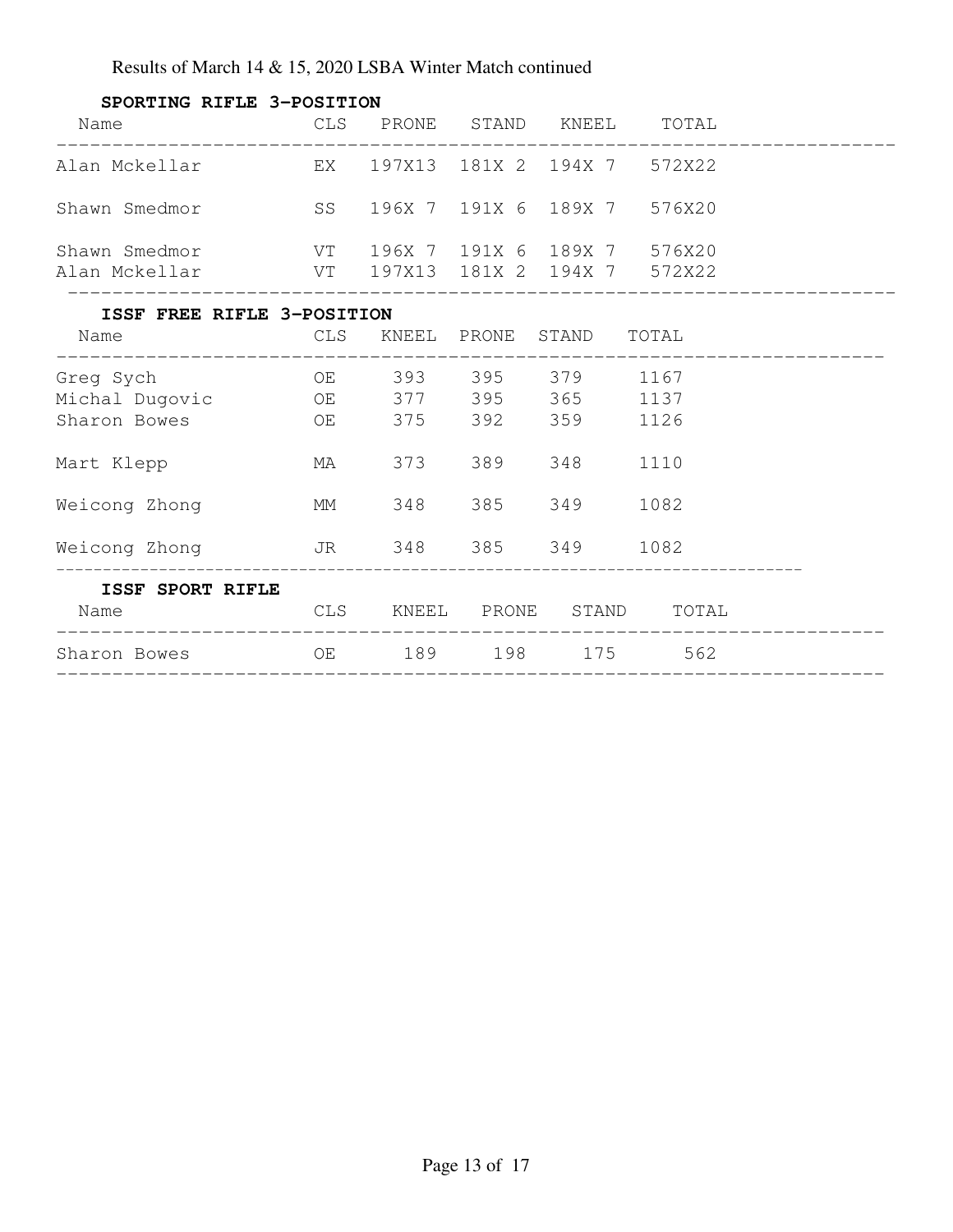Results of March 14 & 15, 2020 LSBA Winter Match continued

**SPORTING RIFLE 3-POSITION**

| Name | CLS | PRONE | STAND | KNEEL | TOTAL |
|---|---|---|---|---|---|
| Alan Mckellar | EX | 197X13 | 181X 2 | 194X 7 | 572X22 |
| Shawn Smedmor | SS | 196X 7 | 191X 6 | 189X 7 | 576X20 |
| Shawn Smedmor | VT | 196X 7 | 191X 6 | 189X 7 | 576X20 |
| Alan Mckellar | VT | 197X13 | 181X 2 | 194X 7 | 572X22 |

**ISSF FREE RIFLE 3-POSITION**

| Name | CLS | KNEEL | PRONE | STAND | TOTAL |
|---|---|---|---|---|---|
| Greg Sych | OE | 393 | 395 | 379 | 1167 |
| Michal Dugovic | OE | 377 | 395 | 365 | 1137 |
| Sharon Bowes | OE | 375 | 392 | 359 | 1126 |
| Mart Klepp | MA | 373 | 389 | 348 | 1110 |
| Weicong Zhong | MM | 348 | 385 | 349 | 1082 |
| Weicong Zhong | JR | 348 | 385 | 349 | 1082 |

**ISSF SPORT RIFLE**

| Name | CLS | KNEEL | PRONE | STAND | TOTAL |
|---|---|---|---|---|---|
| Sharon Bowes | OE | 189 | 198 | 175 | 562 |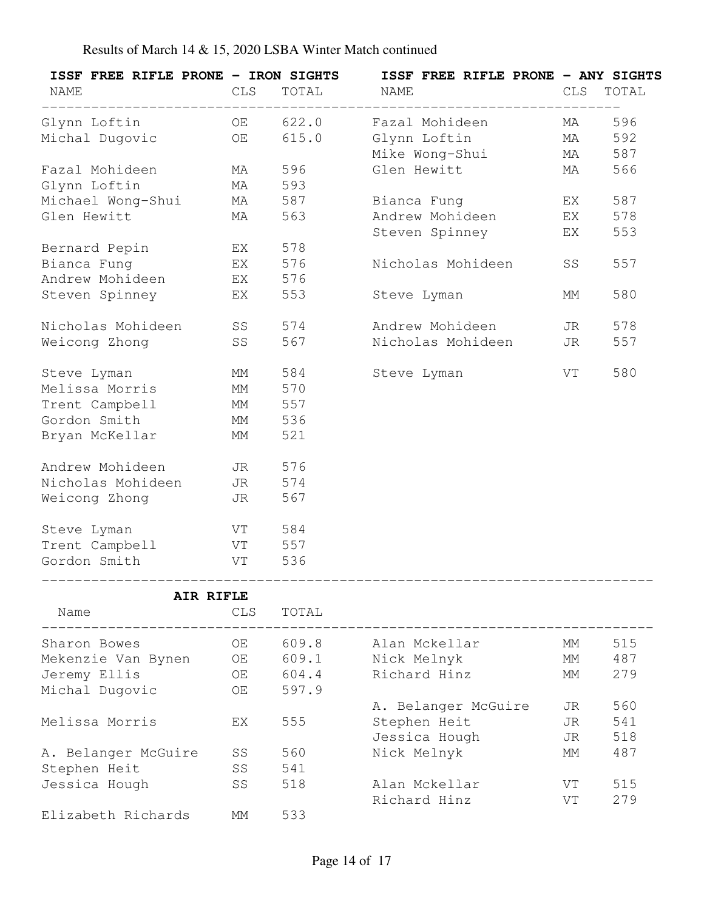Results of March 14 & 15, 2020 LSBA Winter Match continued

## ISSF FREE RIFLE PRONE - IRON SIGHTS

| NAME | CLS | TOTAL |
|---|---|---|
| Glynn Loftin | OE | 622.0 |
| Michal Dugovic | OE | 615.0 |
| | | |
| Fazal Mohideen | MA | 596 |
| Glynn Loftin | MA | 593 |
| Michael Wong-Shui | MA | 587 |
| Glen Hewitt | MA | 563 |
| | | |
| Bernard Pepin | EX | 578 |
| Bianca Fung | EX | 576 |
| Andrew Mohideen | EX | 576 |
| Steven Spinney | EX | 553 |
| | | |
| Nicholas Mohideen | SS | 574 |
| Weicong Zhong | SS | 567 |
| | | |
| Steve Lyman | MM | 584 |
| Melissa Morris | MM | 570 |
| Trent Campbell | MM | 557 |
| Gordon Smith | MM | 536 |
| Bryan McKellar | MM | 521 |
| | | |
| Andrew Mohideen | JR | 576 |
| Nicholas Mohideen | JR | 574 |
| Weicong Zhong | JR | 567 |
| | | |
| Steve Lyman | VT | 584 |
| Trent Campbell | VT | 557 |
| Gordon Smith | VT | 536 |

## ISSF FREE RIFLE PRONE - ANY SIGHTS

| NAME | CLS | TOTAL |
|---|---|---|
| Fazal Mohideen | MA | 596 |
| Glynn Loftin | MA | 592 |
| Mike Wong-Shui | MA | 587 |
| Glen Hewitt | MA | 566 |
| | | |
| Bianca Fung | EX | 587 |
| Andrew Mohideen | EX | 578 |
| Steven Spinney | EX | 553 |
| | | |
| Nicholas Mohideen | SS | 557 |
| | | |
| Steve Lyman | MM | 580 |
| | | |
| Andrew Mohideen | JR | 578 |
| Nicholas Mohideen | JR | 557 |
| | | |
| Steve Lyman | VT | 580 |

## AIR RIFLE

| Name | CLS | TOTAL |
|---|---|---|
| Sharon Bowes | OE | 609.8 |
| Mekenzie Van Bynen | OE | 609.1 |
| Jeremy Ellis | OE | 604.4 |
| Michal Dugovic | OE | 597.9 |
| | | |
| Melissa Morris | EX | 555 |
| | | |
| A. Belanger McGuire | SS | 560 |
| Stephen Heit | SS | 541 |
| Jessica Hough | SS | 518 |
| | | |
| Elizabeth Richards | MM | 533 |
| Alan Mckellar | MM | 515 |
| Nick Melnyk | MM | 487 |
| Richard Hinz | MM | 279 |
| | | |
| A. Belanger McGuire | JR | 560 |
| Stephen Heit | JR | 541 |
| Jessica Hough | JR | 518 |
| Nick Melnyk | MM | 487 |
| | | |
| Alan Mckellar | VT | 515 |
| Richard Hinz | VT | 279 |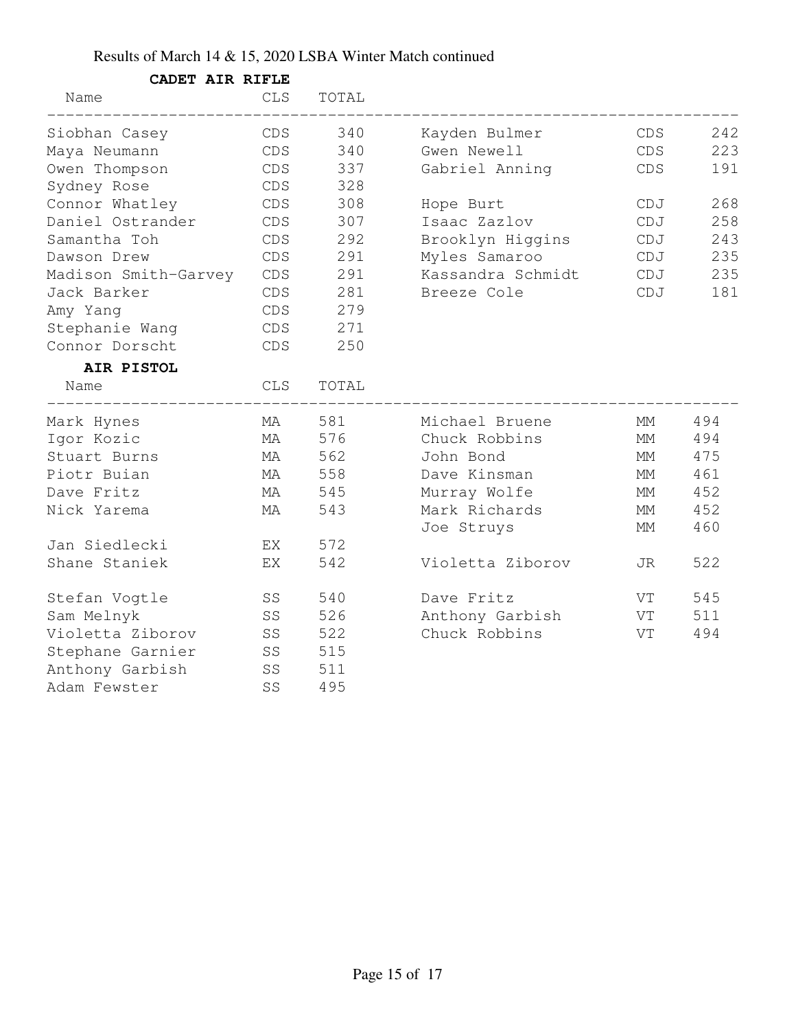Results of March 14 & 15, 2020 LSBA Winter Match continued

**CADET AIR RIFLE**

| Name | CLS | TOTAL |
|---|---|---|
| Siobhan Casey | CDS | 340 |
| Maya Neumann | CDS | 340 |
| Owen Thompson | CDS | 337 |
| Sydney Rose | CDS | 328 |
| Connor Whatley | CDS | 308 |
| Daniel Ostrander | CDS | 307 |
| Samantha Toh | CDS | 292 |
| Dawson Drew | CDS | 291 |
| Madison Smith-Garvey | CDS | 291 |
| Jack Barker | CDS | 281 |
| Amy Yang | CDS | 279 |
| Stephanie Wang | CDS | 271 |
| Connor Dorscht | CDS | 250 |
| Kayden Bulmer | CDS | 242 |
| Gwen Newell | CDS | 223 |
| Gabriel Anning | CDS | 191 |
| Hope Burt | CDJ | 268 |
| Isaac Zazlov | CDJ | 258 |
| Brooklyn Higgins | CDJ | 243 |
| Myles Samaroo | CDJ | 235 |
| Kassandra Schmidt | CDJ | 235 |
| Breeze Cole | CDJ | 181 |

**AIR PISTOL**

| Name | CLS | TOTAL |
|---|---|---|
| Mark Hynes | MA | 581 |
| Igor Kozic | MA | 576 |
| Stuart Burns | MA | 562 |
| Piotr Buian | MA | 558 |
| Dave Fritz | MA | 545 |
| Nick Yarema | MA | 543 |
| Jan Siedlecki | EX | 572 |
| Shane Staniek | EX | 542 |
| Stefan Vogtle | SS | 540 |
| Sam Melnyk | SS | 526 |
| Violetta Ziborov | SS | 522 |
| Stephane Garnier | SS | 515 |
| Anthony Garbish | SS | 511 |
| Adam Fewster | SS | 495 |
| Michael Bruene | MM | 494 |
| Chuck Robbins | MM | 494 |
| John Bond | MM | 475 |
| Dave Kinsman | MM | 461 |
| Murray Wolfe | MM | 452 |
| Mark Richards | MM | 452 |
| Joe Struys | MM | 460 |
| Violetta Ziborov | JR | 522 |
| Dave Fritz | VT | 545 |
| Anthony Garbish | VT | 511 |
| Chuck Robbins | VT | 494 |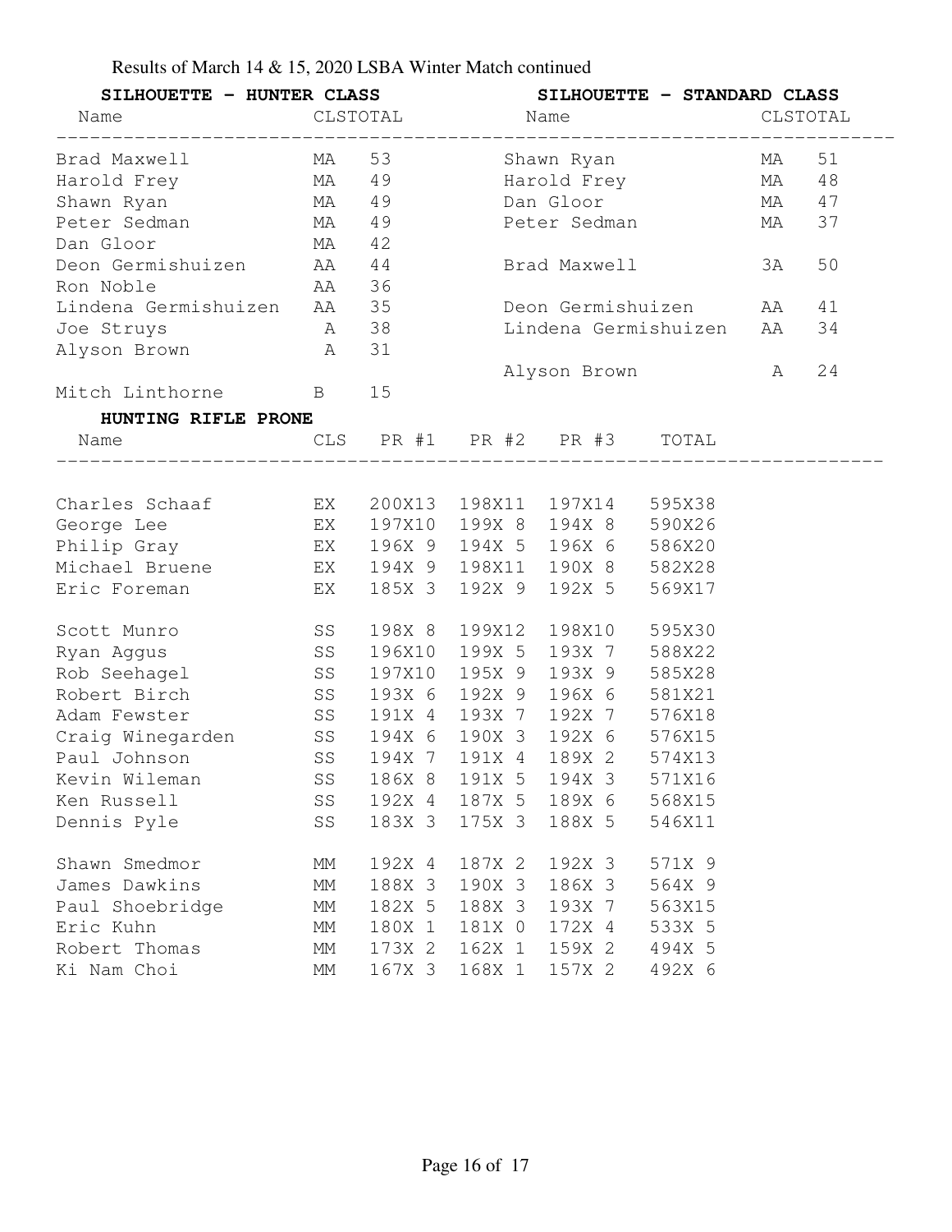Results of March 14 & 15, 2020 LSBA Winter Match continued

**SILHOUETTE - HUNTER CLASS**

| Name | CLS | TOTAL |
|---|---|---|
| Brad Maxwell | MA | 53 |
| Harold Frey | MA | 49 |
| Shawn Ryan | MA | 49 |
| Peter Sedman | MA | 49 |
| Dan Gloor | MA | 42 |
| Deon Germishuizen | AA | 44 |
| Ron Noble | AA | 36 |
| Lindena Germishuizen | AA | 35 |
| Joe Struys | A | 38 |
| Alyson Brown | A | 31 |
| Mitch Linthorne | B | 15 |

**SILHOUETTE - STANDARD CLASS**

| Name | CLS | TOTAL |
|---|---|---|
| Shawn Ryan | MA | 51 |
| Harold Frey | MA | 48 |
| Dan Gloor | MA | 47 |
| Peter Sedman | MA | 37 |
| Brad Maxwell | 3A | 50 |
| Deon Germishuizen | AA | 41 |
| Lindena Germishuizen | AA | 34 |
| Alyson Brown | A | 24 |

**HUNTING RIFLE PRONE**

| Name | CLS | PR #1 | PR #2 | PR #3 | TOTAL |
|---|---|---|---|---|---|
| Charles Schaaf | EX | 200X13 | 198X11 | 197X14 | 595X38 |
| George Lee | EX | 197X10 | 199X 8 | 194X 8 | 590X26 |
| Philip Gray | EX | 196X 9 | 194X 5 | 196X 6 | 586X20 |
| Michael Bruene | EX | 194X 9 | 198X11 | 190X 8 | 582X28 |
| Eric Foreman | EX | 185X 3 | 192X 9 | 192X 5 | 569X17 |
| Scott Munro | SS | 198X 8 | 199X12 | 198X10 | 595X30 |
| Ryan Aggus | SS | 196X10 | 199X 5 | 193X 7 | 588X22 |
| Rob Seehagel | SS | 197X10 | 195X 9 | 193X 9 | 585X28 |
| Robert Birch | SS | 193X 6 | 192X 9 | 196X 6 | 581X21 |
| Adam Fewster | SS | 191X 4 | 193X 7 | 192X 7 | 576X18 |
| Craig Winegarden | SS | 194X 6 | 190X 3 | 192X 6 | 576X15 |
| Paul Johnson | SS | 194X 7 | 191X 4 | 189X 2 | 574X13 |
| Kevin Wileman | SS | 186X 8 | 191X 5 | 194X 3 | 571X16 |
| Ken Russell | SS | 192X 4 | 187X 5 | 189X 6 | 568X15 |
| Dennis Pyle | SS | 183X 3 | 175X 3 | 188X 5 | 546X11 |
| Shawn Smedmor | MM | 192X 4 | 187X 2 | 192X 3 | 571X 9 |
| James Dawkins | MM | 188X 3 | 190X 3 | 186X 3 | 564X 9 |
| Paul Shoebridge | MM | 182X 5 | 188X 3 | 193X 7 | 563X15 |
| Eric Kuhn | MM | 180X 1 | 181X 0 | 172X 4 | 533X 5 |
| Robert Thomas | MM | 173X 2 | 162X 1 | 159X 2 | 494X 5 |
| Ki Nam Choi | MM | 167X 3 | 168X 1 | 157X 2 | 492X 6 |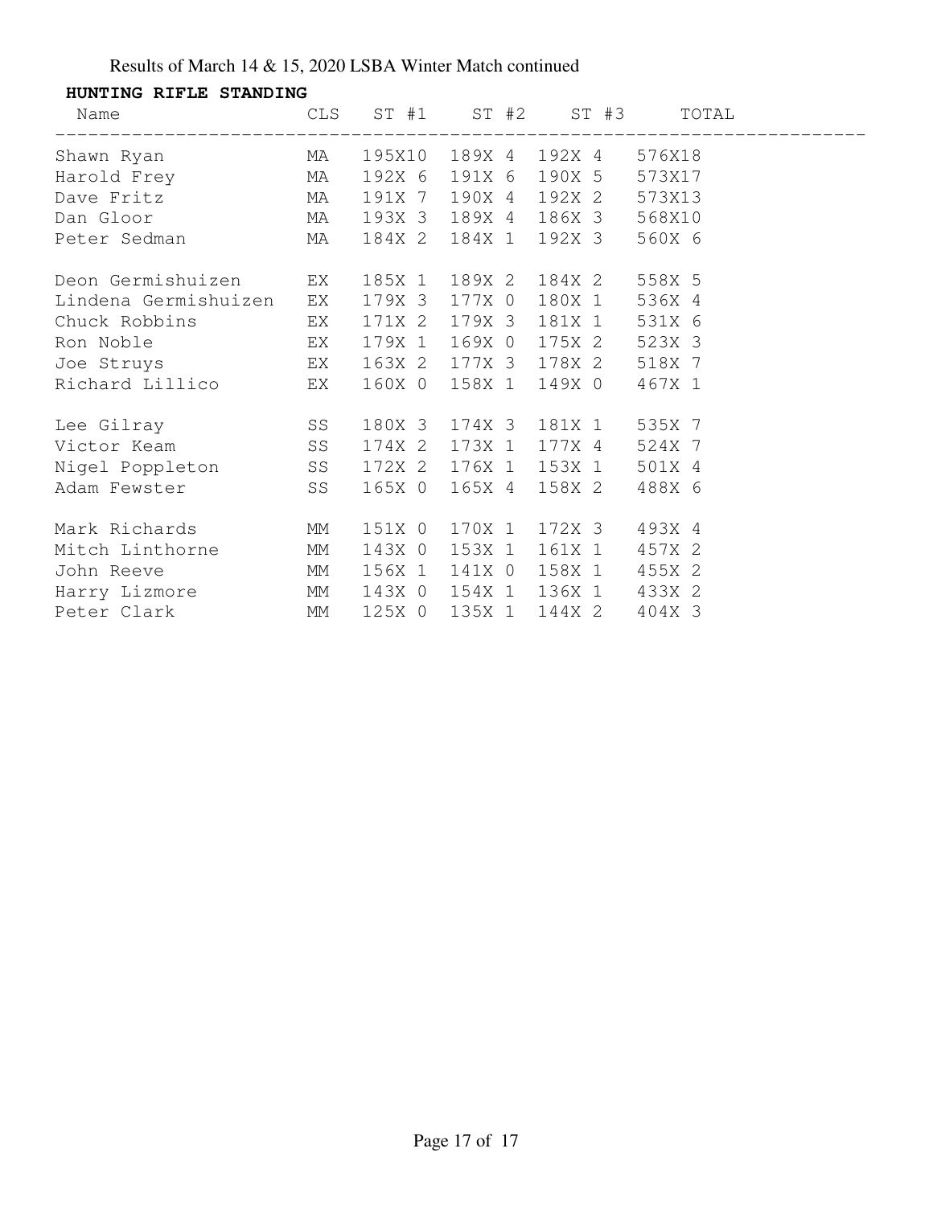Results of March 14 & 15, 2020 LSBA Winter Match continued

**HUNTING RIFLE STANDING**

| Name | CLS | ST #1 | ST #2 | ST #3 | TOTAL |
|---|---|---|---|---|---|
| Shawn Ryan | MA | 195X10 | 189X 4 | 192X 4 | 576X18 |
| Harold Frey | MA | 192X 6 | 191X 6 | 190X 5 | 573X17 |
| Dave Fritz | MA | 191X 7 | 190X 4 | 192X 2 | 573X13 |
| Dan Gloor | MA | 193X 3 | 189X 4 | 186X 3 | 568X10 |
| Peter Sedman | MA | 184X 2 | 184X 1 | 192X 3 | 560X 6 |
| Deon Germishuizen | EX | 185X 1 | 189X 2 | 184X 2 | 558X 5 |
| Lindena Germishuizen | EX | 179X 3 | 177X 0 | 180X 1 | 536X 4 |
| Chuck Robbins | EX | 171X 2 | 179X 3 | 181X 1 | 531X 6 |
| Ron Noble | EX | 179X 1 | 169X 0 | 175X 2 | 523X 3 |
| Joe Struys | EX | 163X 2 | 177X 3 | 178X 2 | 518X 7 |
| Richard Lillico | EX | 160X 0 | 158X 1 | 149X 0 | 467X 1 |
| Lee Gilray | SS | 180X 3 | 174X 3 | 181X 1 | 535X 7 |
| Victor Keam | SS | 174X 2 | 173X 1 | 177X 4 | 524X 7 |
| Nigel Poppleton | SS | 172X 2 | 176X 1 | 153X 1 | 501X 4 |
| Adam Fewster | SS | 165X 0 | 165X 4 | 158X 2 | 488X 6 |
| Mark Richards | MM | 151X 0 | 170X 1 | 172X 3 | 493X 4 |
| Mitch Linthorne | MM | 143X 0 | 153X 1 | 161X 1 | 457X 2 |
| John Reeve | MM | 156X 1 | 141X 0 | 158X 1 | 455X 2 |
| Harry Lizmore | MM | 143X 0 | 154X 1 | 136X 1 | 433X 2 |
| Peter Clark | MM | 125X 0 | 135X 1 | 144X 2 | 404X 3 |